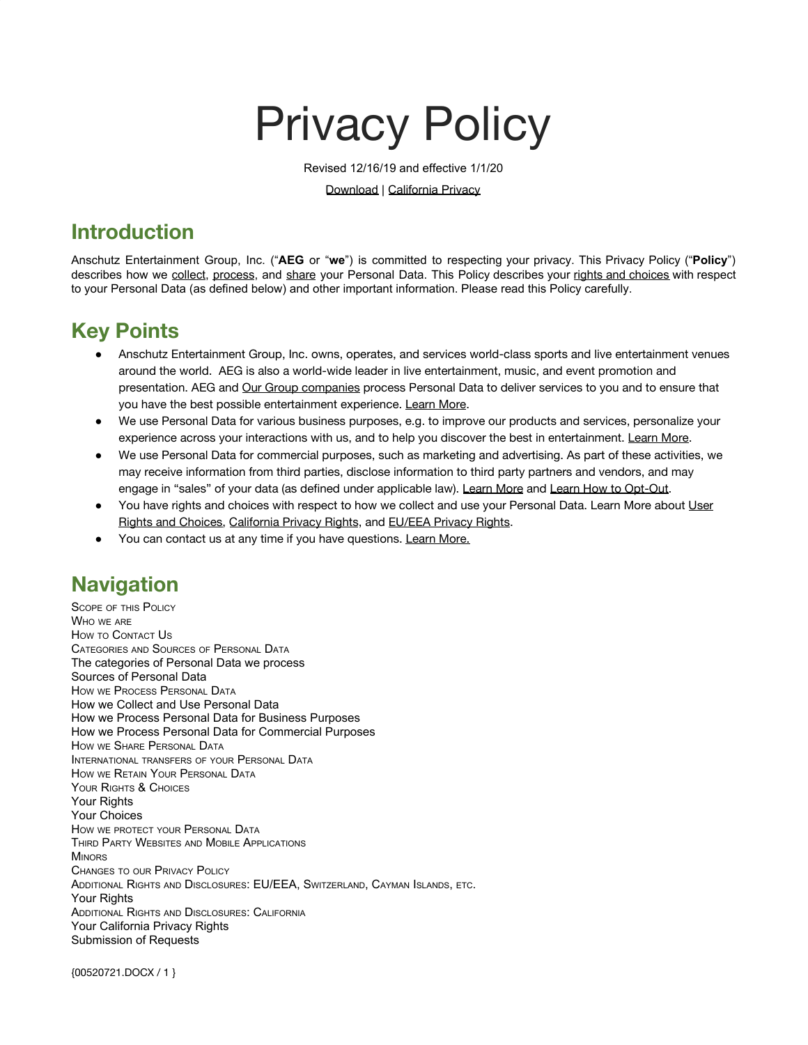# Privacy Policy

Revised 12/16/19 and effective 1/1/20

Download | California Privacy

## Introduction

Anschutz Entertainment Group, Inc. ("**AEG** or "**we**") is committed to respecting your privacy. This Privacy Policy ("**Policy**") describes how we collect, process, and share your Personal Data. This Policy describes your rights and choices with respect to your Personal Data (as defined below) and other important information. Please read this Policy carefully.

## Key Points

- Anschutz Entertainment Group, Inc. owns, operates, and services world-class sports and live entertainment venues around the world. AEG is also a world-wide leader in live entertainment, music, and event promotion and presentation. AEG and Our Group companies process Personal Data to deliver services to you and to ensure that you have the best possible entertainment experience. Learn More.
- We use Personal Data for various business purposes, e.g. to improve our products and services, personalize your experience across your interactions with us, and to help you discover the best in entertainment. Learn More.
- We use Personal Data for commercial purposes, such as marketing and advertising. As part of these activities, we may receive information from third parties, disclose information to third party partners and vendors, and may engage in "sales" of your data (as defined under applicable law). Learn More and Learn How to Opt-Out.
- You have rights and choices with respect to how we collect and use your Personal Data. Learn More about User Rights and Choices, California Privacy Rights, and EU/EEA Privacy Rights.
- You can contact us at any time if you have questions. Learn More.

## Navigation

Scope of this Policy
Who we are
How to Contact Us
Categories and Sources of Personal Data
The categories of Personal Data we process
Sources of Personal Data
How we Process Personal Data
How we Collect and Use Personal Data
How we Process Personal Data for Business Purposes
How we Process Personal Data for Commercial Purposes
How we Share Personal Data
International transfers of your Personal Data
How we Retain Your Personal Data
Your Rights & Choices
Your Rights
Your Choices
How we protect your Personal Data
Third Party Websites and Mobile Applications
Minors
Changes to our Privacy Policy
Additional Rights and Disclosures: EU/EEA, Switzerland, Cayman Islands, etc.
Your Rights
Additional Rights and Disclosures: California
Your California Privacy Rights
Submission of Requests

{00520721.DOCX / 1 }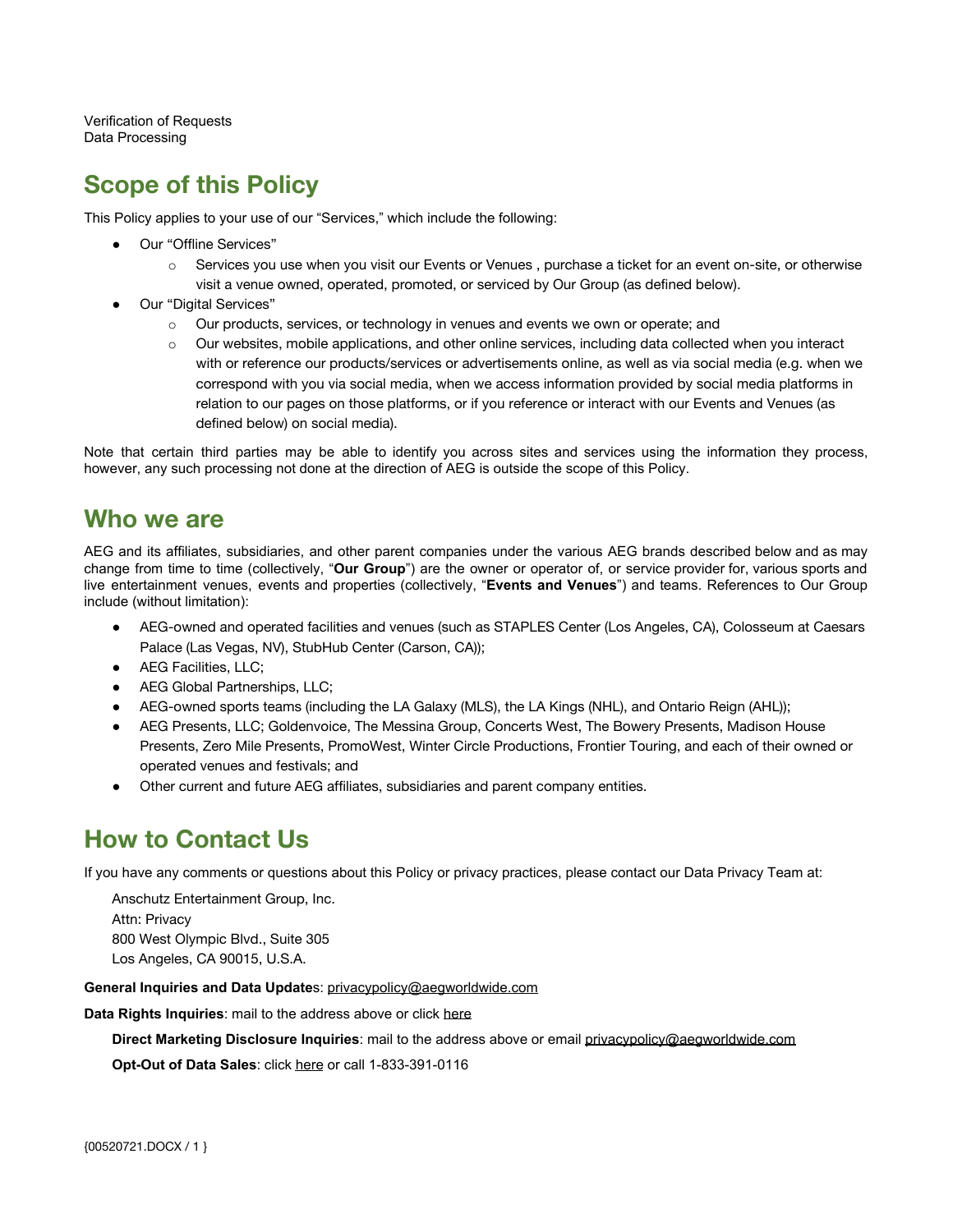Verification of Requests
Data Processing

## Scope of this Policy

This Policy applies to your use of our "Services," which include the following:

- Our "Offline Services"
  - Services you use when you visit our Events or Venues , purchase a ticket for an event on-site, or otherwise visit a venue owned, operated, promoted, or serviced by Our Group (as defined below).
- Our "Digital Services"
  - Our products, services, or technology in venues and events we own or operate; and
  - Our websites, mobile applications, and other online services, including data collected when you interact with or reference our products/services or advertisements online, as well as via social media (e.g. when we correspond with you via social media, when we access information provided by social media platforms in relation to our pages on those platforms, or if you reference or interact with our Events and Venues (as defined below) on social media).

Note that certain third parties may be able to identify you across sites and services using the information they process, however, any such processing not done at the direction of AEG is outside the scope of this Policy.

## Who we are

AEG and its affiliates, subsidiaries, and other parent companies under the various AEG brands described below and as may change from time to time (collectively, "**Our Group**") are the owner or operator of, or service provider for, various sports and live entertainment venues, events and properties (collectively, "**Events and Venues**") and teams. References to Our Group include (without limitation):

- AEG-owned and operated facilities and venues (such as STAPLES Center (Los Angeles, CA), Colosseum at Caesars Palace (Las Vegas, NV), StubHub Center (Carson, CA));
- AEG Facilities, LLC;
- AEG Global Partnerships, LLC;
- AEG-owned sports teams (including the LA Galaxy (MLS), the LA Kings (NHL), and Ontario Reign (AHL));
- AEG Presents, LLC; Goldenvoice, The Messina Group, Concerts West, The Bowery Presents, Madison House Presents, Zero Mile Presents, PromoWest, Winter Circle Productions, Frontier Touring, and each of their owned or operated venues and festivals; and
- Other current and future AEG affiliates, subsidiaries and parent company entities.

## How to Contact Us

If you have any comments or questions about this Policy or privacy practices, please contact our Data Privacy Team at:

Anschutz Entertainment Group, Inc.
Attn: Privacy
800 West Olympic Blvd., Suite 305
Los Angeles, CA 90015, U.S.A.

**General Inquiries and Data Updates**: privacypolicy@aegworldwide.com

**Data Rights Inquiries**: mail to the address above or click here

**Direct Marketing Disclosure Inquiries**: mail to the address above or email privacypolicy@aegworldwide.com

**Opt-Out of Data Sales**: click here or call 1-833-391-0116

{00520721.DOCX / 1 }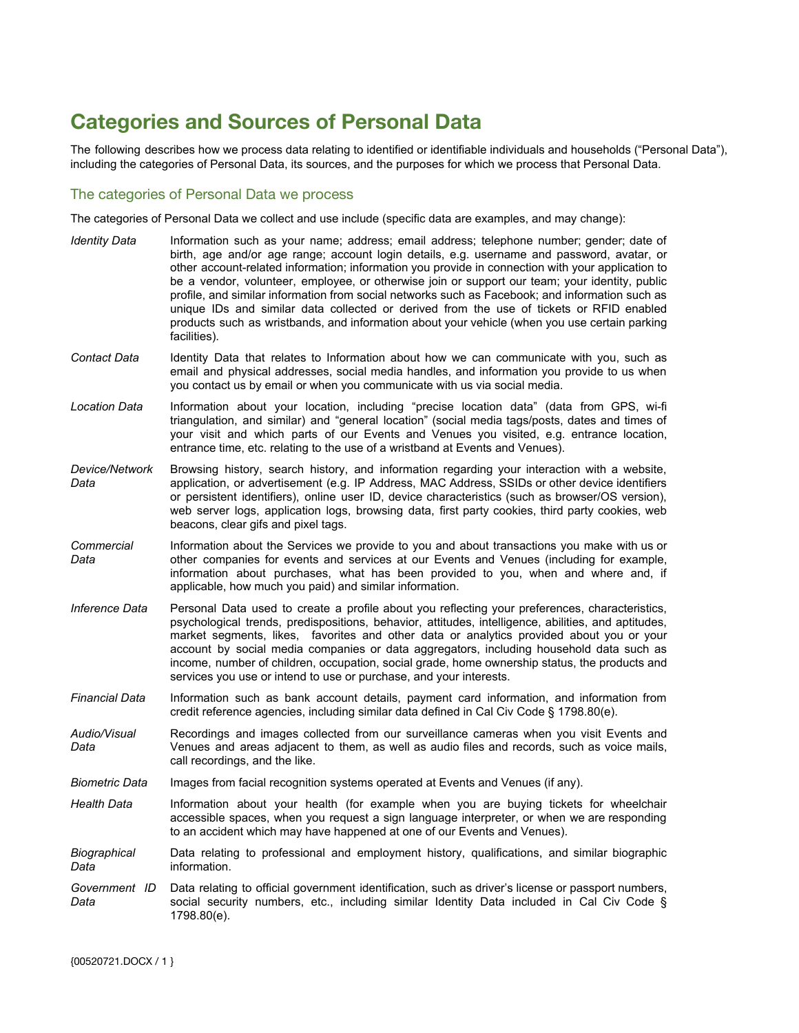# Categories and Sources of Personal Data

The following describes how we process data relating to identified or identifiable individuals and households ("Personal Data"), including the categories of Personal Data, its sources, and the purposes for which we process that Personal Data.

## The categories of Personal Data we process

The categories of Personal Data we collect and use include (specific data are examples, and may change):

| | |
|---|---|
| *Identity Data* | Information such as your name; address; email address; telephone number; gender; date of birth, age and/or age range; account login details, e.g. username and password, avatar, or other account-related information; information you provide in connection with your application to be a vendor, volunteer, employee, or otherwise join or support our team; your identity, public profile, and similar information from social networks such as Facebook; and information such as unique IDs and similar data collected or derived from the use of tickets or RFID enabled products such as wristbands, and information about your vehicle (when you use certain parking facilities). |
| *Contact Data* | Identity Data that relates to Information about how we can communicate with you, such as email and physical addresses, social media handles, and information you provide to us when you contact us by email or when you communicate with us via social media. |
| *Location Data* | Information about your location, including "precise location data" (data from GPS, wi-fi triangulation, and similar) and "general location" (social media tags/posts, dates and times of your visit and which parts of our Events and Venues you visited, e.g. entrance location, entrance time, etc. relating to the use of a wristband at Events and Venues). |
| *Device/Network Data* | Browsing history, search history, and information regarding your interaction with a website, application, or advertisement (e.g. IP Address, MAC Address, SSIDs or other device identifiers or persistent identifiers), online user ID, device characteristics (such as browser/OS version), web server logs, application logs, browsing data, first party cookies, third party cookies, web beacons, clear gifs and pixel tags. |
| *Commercial Data* | Information about the Services we provide to you and about transactions you make with us or other companies for events and services at our Events and Venues (including for example, information about purchases, what has been provided to you, when and where and, if applicable, how much you paid) and similar information. |
| *Inference Data* | Personal Data used to create a profile about you reflecting your preferences, characteristics, psychological trends, predispositions, behavior, attitudes, intelligence, abilities, and aptitudes, market segments, likes, favorites and other data or analytics provided about you or your account by social media companies or data aggregators, including household data such as income, number of children, occupation, social grade, home ownership status, the products and services you use or intend to use or purchase, and your interests. |
| *Financial Data* | Information such as bank account details, payment card information, and information from credit reference agencies, including similar data defined in Cal Civ Code § 1798.80(e). |
| *Audio/Visual Data* | Recordings and images collected from our surveillance cameras when you visit Events and Venues and areas adjacent to them, as well as audio files and records, such as voice mails, call recordings, and the like. |
| *Biometric Data* | Images from facial recognition systems operated at Events and Venues (if any). |
| *Health Data* | Information about your health (for example when you are buying tickets for wheelchair accessible spaces, when you request a sign language interpreter, or when we are responding to an accident which may have happened at one of our Events and Venues). |
| *Biographical Data* | Data relating to professional and employment history, qualifications, and similar biographic information. |
| *Government ID Data* | Data relating to official government identification, such as driver's license or passport numbers, social security numbers, etc., including similar Identity Data included in Cal Civ Code § 1798.80(e). |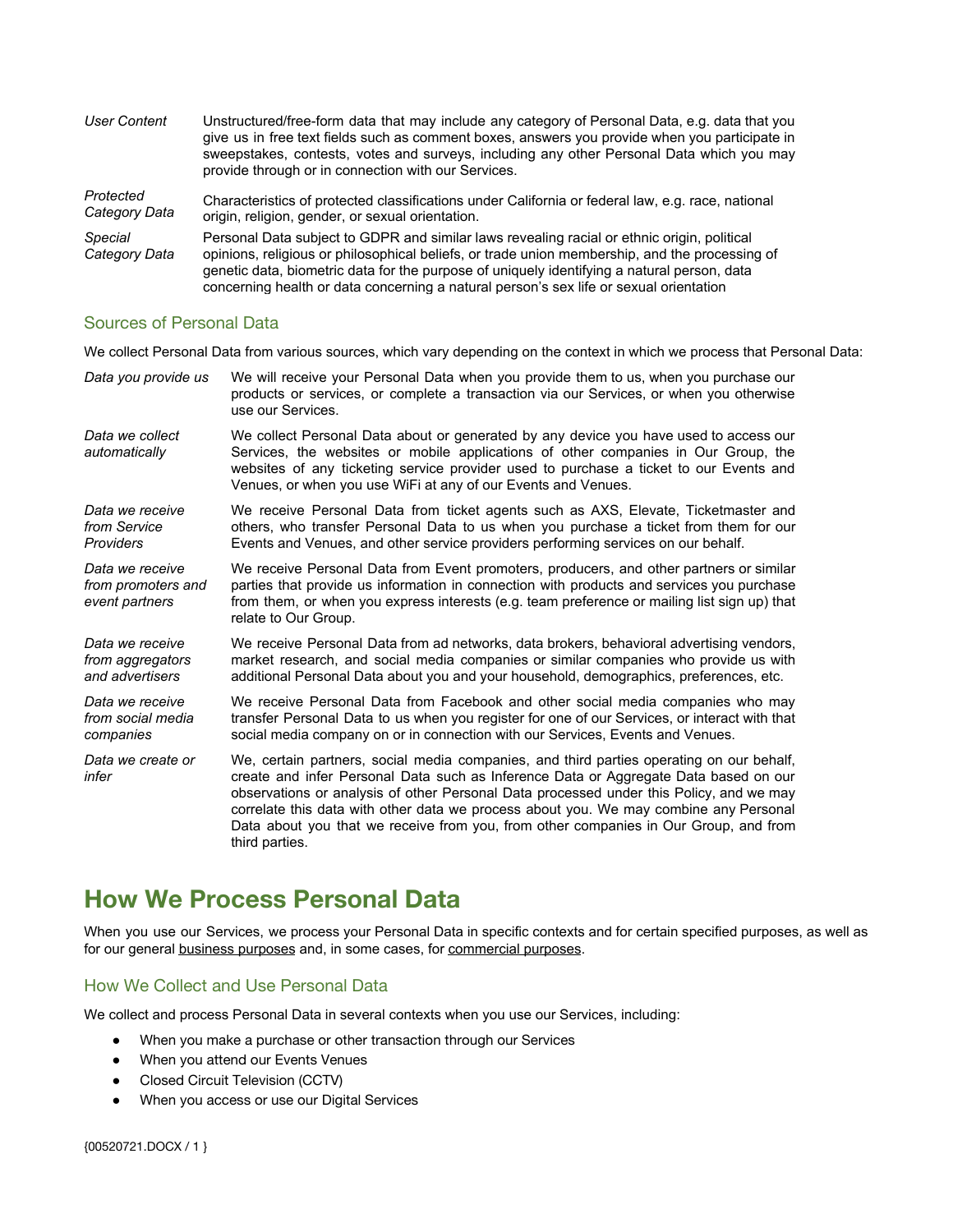| | |
|---|---|
| *User Content* | Unstructured/free-form data that may include any category of Personal Data, e.g. data that you give us in free text fields such as comment boxes, answers you provide when you participate in sweepstakes, contests, votes and surveys, including any other Personal Data which you may provide through or in connection with our Services. |
| *Protected Category Data* | Characteristics of protected classifications under California or federal law, e.g. race, national origin, religion, gender, or sexual orientation. |
| *Special Category Data* | Personal Data subject to GDPR and similar laws revealing racial or ethnic origin, political opinions, religious or philosophical beliefs, or trade union membership, and the processing of genetic data, biometric data for the purpose of uniquely identifying a natural person, data concerning health or data concerning a natural person's sex life or sexual orientation |

### Sources of Personal Data

We collect Personal Data from various sources, which vary depending on the context in which we process that Personal Data:

| | |
|---|---|
| *Data you provide us* | We will receive your Personal Data when you provide them to us, when you purchase our products or services, or complete a transaction via our Services, or when you otherwise use our Services. |
| *Data we collect automatically* | We collect Personal Data about or generated by any device you have used to access our Services, the websites or mobile applications of other companies in Our Group, the websites of any ticketing service provider used to purchase a ticket to our Events and Venues, or when you use WiFi at any of our Events and Venues. |
| *Data we receive from Service Providers* | We receive Personal Data from ticket agents such as AXS, Elevate, Ticketmaster and others, who transfer Personal Data to us when you purchase a ticket from them for our Events and Venues, and other service providers performing services on our behalf. |
| *Data we receive from promoters and event partners* | We receive Personal Data from Event promoters, producers, and other partners or similar parties that provide us information in connection with products and services you purchase from them, or when you express interests (e.g. team preference or mailing list sign up) that relate to Our Group. |
| *Data we receive from aggregators and advertisers* | We receive Personal Data from ad networks, data brokers, behavioral advertising vendors, market research, and social media companies or similar companies who provide us with additional Personal Data about you and your household, demographics, preferences, etc. |
| *Data we receive from social media companies* | We receive Personal Data from Facebook and other social media companies who may transfer Personal Data to us when you register for one of our Services, or interact with that social media company on or in connection with our Services, Events and Venues. |
| *Data we create or infer* | We, certain partners, social media companies, and third parties operating on our behalf, create and infer Personal Data such as Inference Data or Aggregate Data based on our observations or analysis of other Personal Data processed under this Policy, and we may correlate this data with other data we process about you. We may combine any Personal Data about you that we receive from you, from other companies in Our Group, and from third parties. |

## How We Process Personal Data

When you use our Services, we process your Personal Data in specific contexts and for certain specified purposes, as well as for our general business purposes and, in some cases, for commercial purposes.

### How We Collect and Use Personal Data

We collect and process Personal Data in several contexts when you use our Services, including:

- When you make a purchase or other transaction through our Services
- When you attend our Events Venues
- Closed Circuit Television (CCTV)
- When you access or use our Digital Services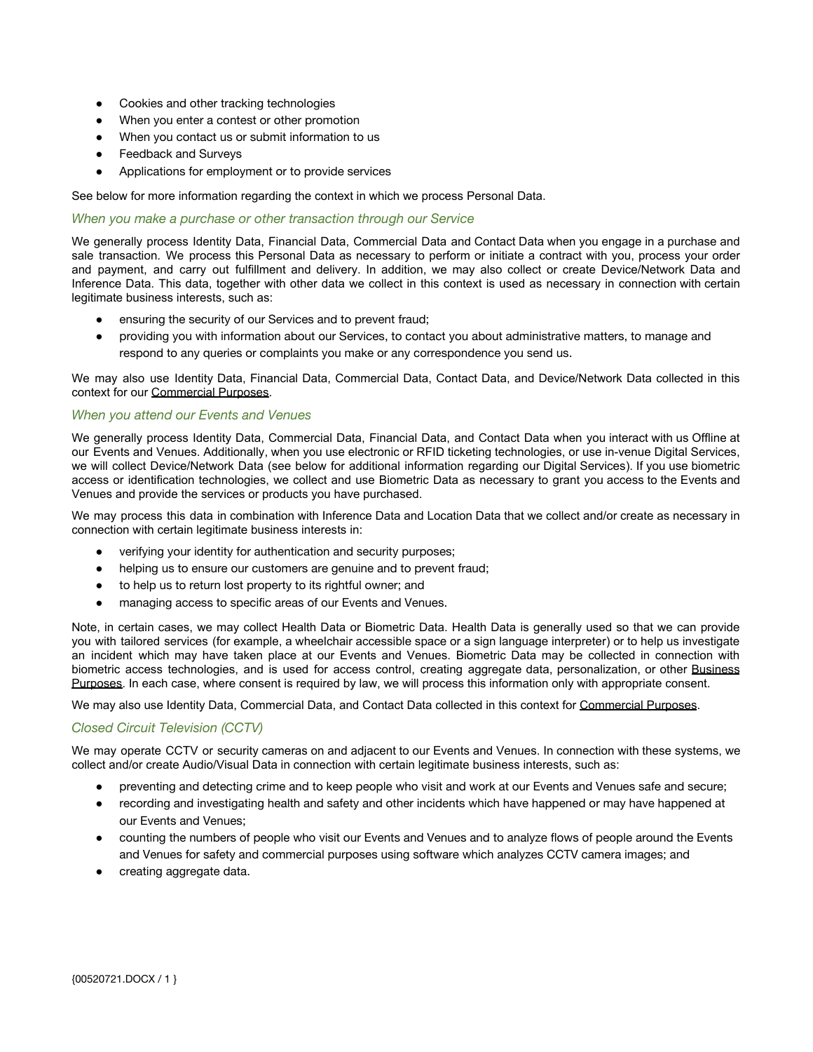- Cookies and other tracking technologies
- When you enter a contest or other promotion
- When you contact us or submit information to us
- Feedback and Surveys
- Applications for employment or to provide services

See below for more information regarding the context in which we process Personal Data.

### *When you make a purchase or other transaction through our Service*

We generally process Identity Data, Financial Data, Commercial Data and Contact Data when you engage in a purchase and sale transaction. We process this Personal Data as necessary to perform or initiate a contract with you, process your order and payment, and carry out fulfillment and delivery. In addition, we may also collect or create Device/Network Data and Inference Data. This data, together with other data we collect in this context is used as necessary in connection with certain legitimate business interests, such as:

- ensuring the security of our Services and to prevent fraud;
- providing you with information about our Services, to contact you about administrative matters, to manage and respond to any queries or complaints you make or any correspondence you send us.

We may also use Identity Data, Financial Data, Commercial Data, Contact Data, and Device/Network Data collected in this context for our Commercial Purposes.

### *When you attend our Events and Venues*

We generally process Identity Data, Commercial Data, Financial Data, and Contact Data when you interact with us Offline at our Events and Venues. Additionally, when you use electronic or RFID ticketing technologies, or use in-venue Digital Services, we will collect Device/Network Data (see below for additional information regarding our Digital Services). If you use biometric access or identification technologies, we collect and use Biometric Data as necessary to grant you access to the Events and Venues and provide the services or products you have purchased.

We may process this data in combination with Inference Data and Location Data that we collect and/or create as necessary in connection with certain legitimate business interests in:

- verifying your identity for authentication and security purposes;
- helping us to ensure our customers are genuine and to prevent fraud;
- to help us to return lost property to its rightful owner; and
- managing access to specific areas of our Events and Venues.

Note, in certain cases, we may collect Health Data or Biometric Data. Health Data is generally used so that we can provide you with tailored services (for example, a wheelchair accessible space or a sign language interpreter) or to help us investigate an incident which may have taken place at our Events and Venues. Biometric Data may be collected in connection with biometric access technologies, and is used for access control, creating aggregate data, personalization, or other Business Purposes. In each case, where consent is required by law, we will process this information only with appropriate consent.

We may also use Identity Data, Commercial Data, and Contact Data collected in this context for Commercial Purposes.

### *Closed Circuit Television (CCTV)*

We may operate CCTV or security cameras on and adjacent to our Events and Venues. In connection with these systems, we collect and/or create Audio/Visual Data in connection with certain legitimate business interests, such as:

- preventing and detecting crime and to keep people who visit and work at our Events and Venues safe and secure;
- recording and investigating health and safety and other incidents which have happened or may have happened at our Events and Venues;
- counting the numbers of people who visit our Events and Venues and to analyze flows of people around the Events and Venues for safety and commercial purposes using software which analyzes CCTV camera images; and
- creating aggregate data.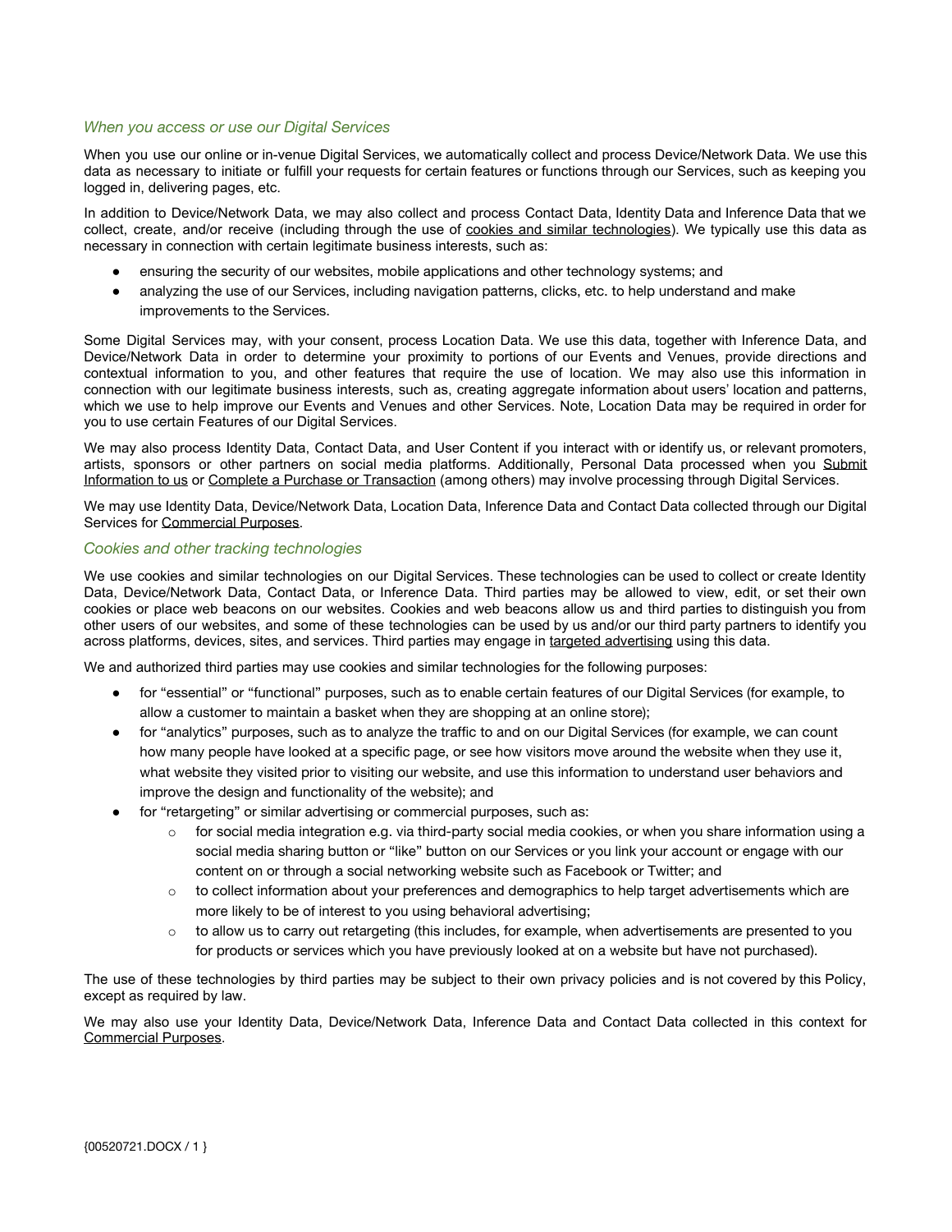### *When you access or use our Digital Services*

When you use our online or in-venue Digital Services, we automatically collect and process Device/Network Data. We use this data as necessary to initiate or fulfill your requests for certain features or functions through our Services, such as keeping you logged in, delivering pages, etc.

In addition to Device/Network Data, we may also collect and process Contact Data, Identity Data and Inference Data that we collect, create, and/or receive (including through the use of cookies and similar technologies). We typically use this data as necessary in connection with certain legitimate business interests, such as:

- ensuring the security of our websites, mobile applications and other technology systems; and
- analyzing the use of our Services, including navigation patterns, clicks, etc. to help understand and make improvements to the Services.

Some Digital Services may, with your consent, process Location Data. We use this data, together with Inference Data, and Device/Network Data in order to determine your proximity to portions of our Events and Venues, provide directions and contextual information to you, and other features that require the use of location. We may also use this information in connection with our legitimate business interests, such as, creating aggregate information about users' location and patterns, which we use to help improve our Events and Venues and other Services. Note, Location Data may be required in order for you to use certain Features of our Digital Services.

We may also process Identity Data, Contact Data, and User Content if you interact with or identify us, or relevant promoters, artists, sponsors or other partners on social media platforms. Additionally, Personal Data processed when you Submit Information to us or Complete a Purchase or Transaction (among others) may involve processing through Digital Services.

We may use Identity Data, Device/Network Data, Location Data, Inference Data and Contact Data collected through our Digital Services for Commercial Purposes.

### *Cookies and other tracking technologies*

We use cookies and similar technologies on our Digital Services. These technologies can be used to collect or create Identity Data, Device/Network Data, Contact Data, or Inference Data. Third parties may be allowed to view, edit, or set their own cookies or place web beacons on our websites. Cookies and web beacons allow us and third parties to distinguish you from other users of our websites, and some of these technologies can be used by us and/or our third party partners to identify you across platforms, devices, sites, and services. Third parties may engage in targeted advertising using this data.

We and authorized third parties may use cookies and similar technologies for the following purposes:

- for "essential" or "functional" purposes, such as to enable certain features of our Digital Services (for example, to allow a customer to maintain a basket when they are shopping at an online store);
- for "analytics" purposes, such as to analyze the traffic to and on our Digital Services (for example, we can count how many people have looked at a specific page, or see how visitors move around the website when they use it, what website they visited prior to visiting our website, and use this information to understand user behaviors and improve the design and functionality of the website); and
- for "retargeting" or similar advertising or commercial purposes, such as:
  - for social media integration e.g. via third-party social media cookies, or when you share information using a social media sharing button or "like" button on our Services or you link your account or engage with our content on or through a social networking website such as Facebook or Twitter; and
  - to collect information about your preferences and demographics to help target advertisements which are more likely to be of interest to you using behavioral advertising;
  - to allow us to carry out retargeting (this includes, for example, when advertisements are presented to you for products or services which you have previously looked at on a website but have not purchased).

The use of these technologies by third parties may be subject to their own privacy policies and is not covered by this Policy, except as required by law.

We may also use your Identity Data, Device/Network Data, Inference Data and Contact Data collected in this context for Commercial Purposes.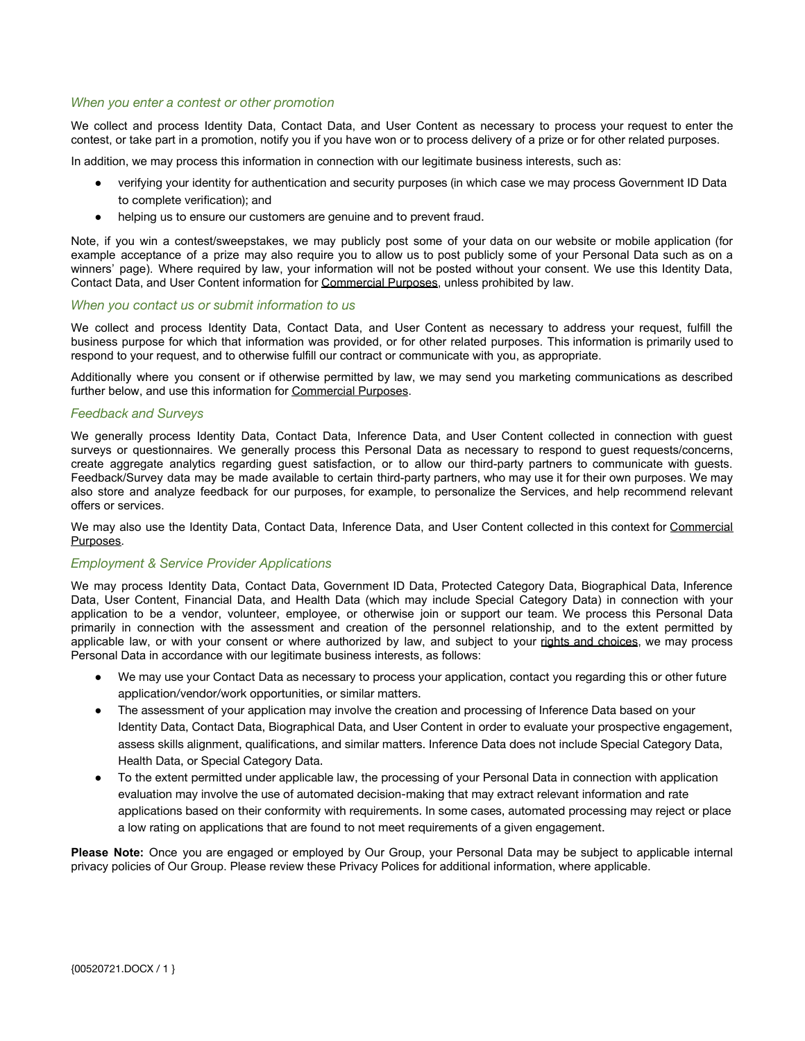### *When you enter a contest or other promotion*

We collect and process Identity Data, Contact Data, and User Content as necessary to process your request to enter the contest, or take part in a promotion, notify you if you have won or to process delivery of a prize or for other related purposes.

In addition, we may process this information in connection with our legitimate business interests, such as:

- verifying your identity for authentication and security purposes (in which case we may process Government ID Data to complete verification); and
- helping us to ensure our customers are genuine and to prevent fraud.

Note, if you win a contest/sweepstakes, we may publicly post some of your data on our website or mobile application (for example acceptance of a prize may also require you to allow us to post publicly some of your Personal Data such as on a winners' page). Where required by law, your information will not be posted without your consent. We use this Identity Data, Contact Data, and User Content information for Commercial Purposes, unless prohibited by law.

### *When you contact us or submit information to us*

We collect and process Identity Data, Contact Data, and User Content as necessary to address your request, fulfill the business purpose for which that information was provided, or for other related purposes. This information is primarily used to respond to your request, and to otherwise fulfill our contract or communicate with you, as appropriate.

Additionally where you consent or if otherwise permitted by law, we may send you marketing communications as described further below, and use this information for Commercial Purposes.

### *Feedback and Surveys*

We generally process Identity Data, Contact Data, Inference Data, and User Content collected in connection with guest surveys or questionnaires. We generally process this Personal Data as necessary to respond to guest requests/concerns, create aggregate analytics regarding guest satisfaction, or to allow our third-party partners to communicate with guests. Feedback/Survey data may be made available to certain third-party partners, who may use it for their own purposes. We may also store and analyze feedback for our purposes, for example, to personalize the Services, and help recommend relevant offers or services.

We may also use the Identity Data, Contact Data, Inference Data, and User Content collected in this context for Commercial Purposes.

### *Employment & Service Provider Applications*

We may process Identity Data, Contact Data, Government ID Data, Protected Category Data, Biographical Data, Inference Data, User Content, Financial Data, and Health Data (which may include Special Category Data) in connection with your application to be a vendor, volunteer, employee, or otherwise join or support our team. We process this Personal Data primarily in connection with the assessment and creation of the personnel relationship, and to the extent permitted by applicable law, or with your consent or where authorized by law, and subject to your rights and choices, we may process Personal Data in accordance with our legitimate business interests, as follows:

- We may use your Contact Data as necessary to process your application, contact you regarding this or other future application/vendor/work opportunities, or similar matters.
- The assessment of your application may involve the creation and processing of Inference Data based on your Identity Data, Contact Data, Biographical Data, and User Content in order to evaluate your prospective engagement, assess skills alignment, qualifications, and similar matters. Inference Data does not include Special Category Data, Health Data, or Special Category Data.
- To the extent permitted under applicable law, the processing of your Personal Data in connection with application evaluation may involve the use of automated decision-making that may extract relevant information and rate applications based on their conformity with requirements. In some cases, automated processing may reject or place a low rating on applications that are found to not meet requirements of a given engagement.

**Please Note:** Once you are engaged or employed by Our Group, your Personal Data may be subject to applicable internal privacy policies of Our Group. Please review these Privacy Polices for additional information, where applicable.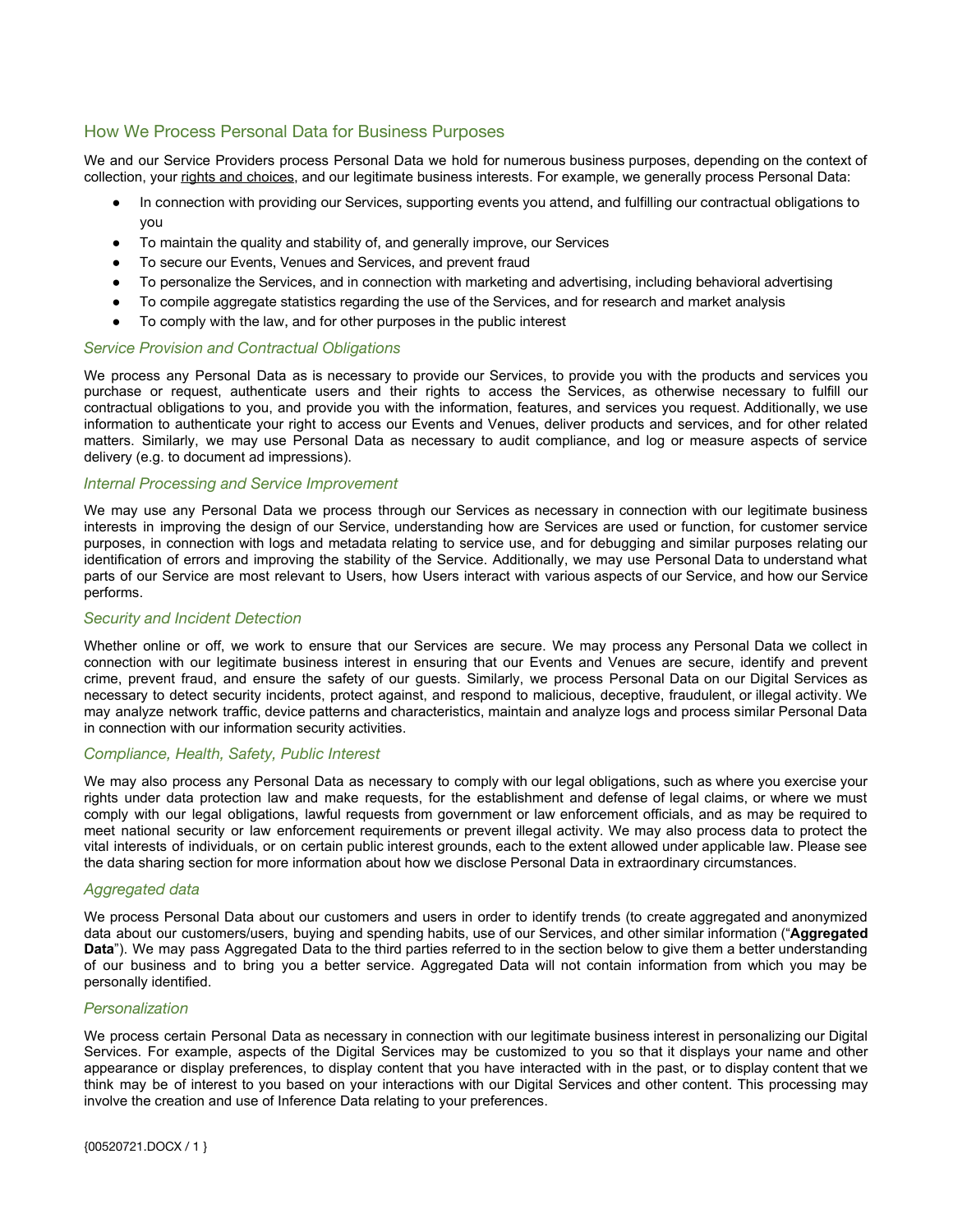## How We Process Personal Data for Business Purposes

We and our Service Providers process Personal Data we hold for numerous business purposes, depending on the context of collection, your rights and choices, and our legitimate business interests. For example, we generally process Personal Data:

- In connection with providing our Services, supporting events you attend, and fulfilling our contractual obligations to you
- To maintain the quality and stability of, and generally improve, our Services
- To secure our Events, Venues and Services, and prevent fraud
- To personalize the Services, and in connection with marketing and advertising, including behavioral advertising
- To compile aggregate statistics regarding the use of the Services, and for research and market analysis
- To comply with the law, and for other purposes in the public interest

### *Service Provision and Contractual Obligations*

We process any Personal Data as is necessary to provide our Services, to provide you with the products and services you purchase or request, authenticate users and their rights to access the Services, as otherwise necessary to fulfill our contractual obligations to you, and provide you with the information, features, and services you request. Additionally, we use information to authenticate your right to access our Events and Venues, deliver products and services, and for other related matters. Similarly, we may use Personal Data as necessary to audit compliance, and log or measure aspects of service delivery (e.g. to document ad impressions).

### *Internal Processing and Service Improvement*

We may use any Personal Data we process through our Services as necessary in connection with our legitimate business interests in improving the design of our Service, understanding how are Services are used or function, for customer service purposes, in connection with logs and metadata relating to service use, and for debugging and similar purposes relating our identification of errors and improving the stability of the Service. Additionally, we may use Personal Data to understand what parts of our Service are most relevant to Users, how Users interact with various aspects of our Service, and how our Service performs.

### *Security and Incident Detection*

Whether online or off, we work to ensure that our Services are secure. We may process any Personal Data we collect in connection with our legitimate business interest in ensuring that our Events and Venues are secure, identify and prevent crime, prevent fraud, and ensure the safety of our guests. Similarly, we process Personal Data on our Digital Services as necessary to detect security incidents, protect against, and respond to malicious, deceptive, fraudulent, or illegal activity. We may analyze network traffic, device patterns and characteristics, maintain and analyze logs and process similar Personal Data in connection with our information security activities.

### *Compliance, Health, Safety, Public Interest*

We may also process any Personal Data as necessary to comply with our legal obligations, such as where you exercise your rights under data protection law and make requests, for the establishment and defense of legal claims, or where we must comply with our legal obligations, lawful requests from government or law enforcement officials, and as may be required to meet national security or law enforcement requirements or prevent illegal activity. We may also process data to protect the vital interests of individuals, or on certain public interest grounds, each to the extent allowed under applicable law. Please see the data sharing section for more information about how we disclose Personal Data in extraordinary circumstances.

### *Aggregated data*

We process Personal Data about our customers and users in order to identify trends (to create aggregated and anonymized data about our customers/users, buying and spending habits, use of our Services, and other similar information ("**Aggregated Data**"). We may pass Aggregated Data to the third parties referred to in the section below to give them a better understanding of our business and to bring you a better service. Aggregated Data will not contain information from which you may be personally identified.

### *Personalization*

We process certain Personal Data as necessary in connection with our legitimate business interest in personalizing our Digital Services. For example, aspects of the Digital Services may be customized to you so that it displays your name and other appearance or display preferences, to display content that you have interacted with in the past, or to display content that we think may be of interest to you based on your interactions with our Digital Services and other content. This processing may involve the creation and use of Inference Data relating to your preferences.

{00520721.DOCX / 1 }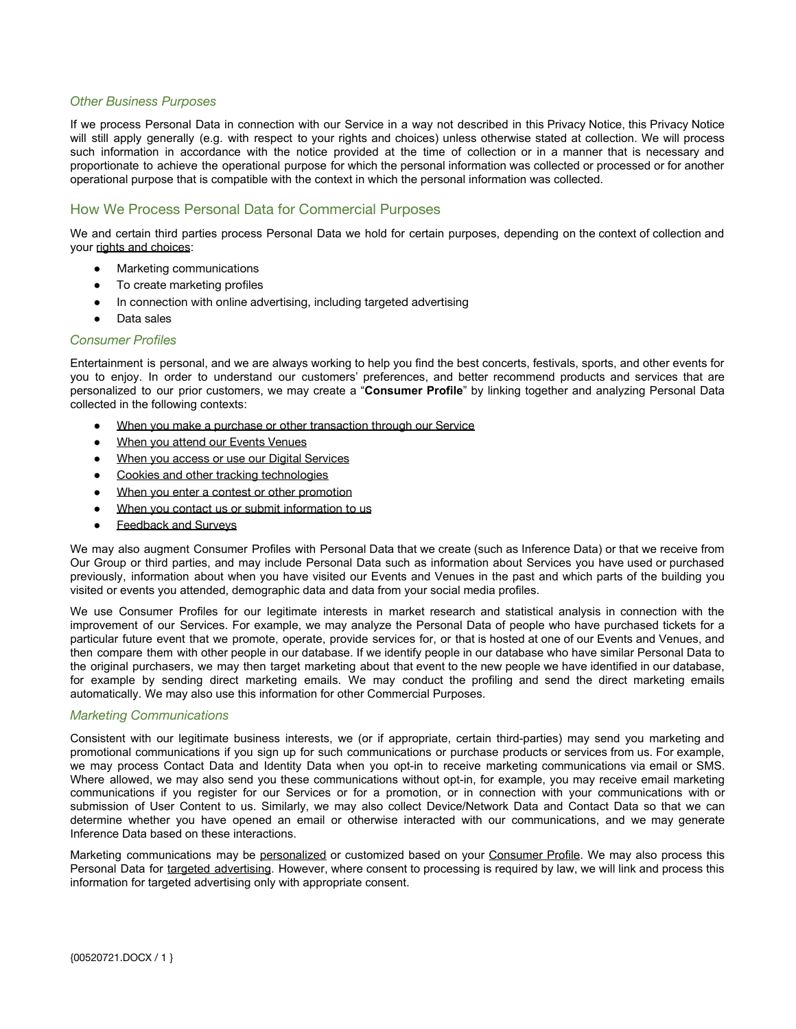### *Other Business Purposes*

If we process Personal Data in connection with our Service in a way not described in this Privacy Notice, this Privacy Notice will still apply generally (e.g. with respect to your rights and choices) unless otherwise stated at collection. We will process such information in accordance with the notice provided at the time of collection or in a manner that is necessary and proportionate to achieve the operational purpose for which the personal information was collected or processed or for another operational purpose that is compatible with the context in which the personal information was collected.

## How We Process Personal Data for Commercial Purposes

We and certain third parties process Personal Data we hold for certain purposes, depending on the context of collection and your rights and choices:

- Marketing communications
- To create marketing profiles
- In connection with online advertising, including targeted advertising
- Data sales

### *Consumer Profiles*

Entertainment is personal, and we are always working to help you find the best concerts, festivals, sports, and other events for you to enjoy. In order to understand our customers' preferences, and better recommend products and services that are personalized to our prior customers, we may create a "**Consumer Profile**" by linking together and analyzing Personal Data collected in the following contexts:

- When you make a purchase or other transaction through our Service
- When you attend our Events Venues
- When you access or use our Digital Services
- Cookies and other tracking technologies
- When you enter a contest or other promotion
- When you contact us or submit information to us
- Feedback and Surveys

We may also augment Consumer Profiles with Personal Data that we create (such as Inference Data) or that we receive from Our Group or third parties, and may include Personal Data such as information about Services you have used or purchased previously, information about when you have visited our Events and Venues in the past and which parts of the building you visited or events you attended, demographic data and data from your social media profiles.

We use Consumer Profiles for our legitimate interests in market research and statistical analysis in connection with the improvement of our Services. For example, we may analyze the Personal Data of people who have purchased tickets for a particular future event that we promote, operate, provide services for, or that is hosted at one of our Events and Venues, and then compare them with other people in our database. If we identify people in our database who have similar Personal Data to the original purchasers, we may then target marketing about that event to the new people we have identified in our database, for example by sending direct marketing emails. We may conduct the profiling and send the direct marketing emails automatically. We may also use this information for other Commercial Purposes.

### *Marketing Communications*

Consistent with our legitimate business interests, we (or if appropriate, certain third-parties) may send you marketing and promotional communications if you sign up for such communications or purchase products or services from us. For example, we may process Contact Data and Identity Data when you opt-in to receive marketing communications via email or SMS. Where allowed, we may also send you these communications without opt-in, for example, you may receive email marketing communications if you register for our Services or for a promotion, or in connection with your communications with or submission of User Content to us. Similarly, we may also collect Device/Network Data and Contact Data so that we can determine whether you have opened an email or otherwise interacted with our communications, and we may generate Inference Data based on these interactions.

Marketing communications may be personalized or customized based on your Consumer Profile. We may also process this Personal Data for targeted advertising. However, where consent to processing is required by law, we will link and process this information for targeted advertising only with appropriate consent.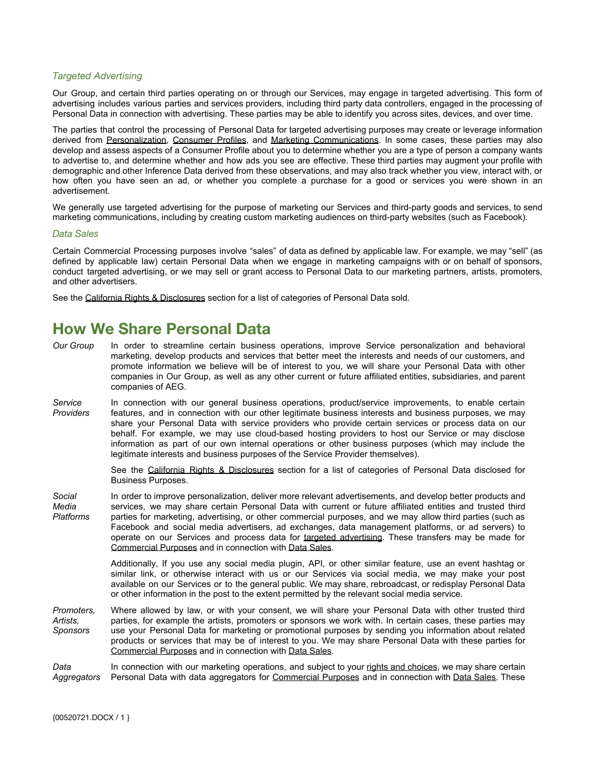### *Targeted Advertising*

Our Group, and certain third parties operating on or through our Services, may engage in targeted advertising. This form of advertising includes various parties and services providers, including third party data controllers, engaged in the processing of Personal Data in connection with advertising. These parties may be able to identify you across sites, devices, and over time.

The parties that control the processing of Personal Data for targeted advertising purposes may create or leverage information derived from Personalization, Consumer Profiles, and Marketing Communications. In some cases, these parties may also develop and assess aspects of a Consumer Profile about you to determine whether you are a type of person a company wants to advertise to, and determine whether and how ads you see are effective. These third parties may augment your profile with demographic and other Inference Data derived from these observations, and may also track whether you view, interact with, or how often you have seen an ad, or whether you complete a purchase for a good or services you were shown in an advertisement.

We generally use targeted advertising for the purpose of marketing our Services and third-party goods and services, to send marketing communications, including by creating custom marketing audiences on third-party websites (such as Facebook).

### *Data Sales*

Certain Commercial Processing purposes involve "sales" of data as defined by applicable law. For example, we may "sell" (as defined by applicable law) certain Personal Data when we engage in marketing campaigns with or on behalf of sponsors, conduct targeted advertising, or we may sell or grant access to Personal Data to our marketing partners, artists, promoters, and other advertisers.

See the California Rights & Disclosures section for a list of categories of Personal Data sold.

# How We Share Personal Data

*Our Group* — In order to streamline certain business operations, improve Service personalization and behavioral marketing, develop products and services that better meet the interests and needs of our customers, and promote information we believe will be of interest to you, we will share your Personal Data with other companies in Our Group, as well as any other current or future affiliated entities, subsidiaries, and parent companies of AEG.

*Service Providers* — In connection with our general business operations, product/service improvements, to enable certain features, and in connection with our other legitimate business interests and business purposes, we may share your Personal Data with service providers who provide certain services or process data on our behalf. For example, we may use cloud-based hosting providers to host our Service or may disclose information as part of our own internal operations or other business purposes (which may include the legitimate interests and business purposes of the Service Provider themselves).

See the California Rights & Disclosures section for a list of categories of Personal Data disclosed for Business Purposes.

*Social Media Platforms* — In order to improve personalization, deliver more relevant advertisements, and develop better products and services, we may share certain Personal Data with current or future affiliated entities and trusted third parties for marketing, advertising, or other commercial purposes, and we may allow third parties (such as Facebook and social media advertisers, ad exchanges, data management platforms, or ad servers) to operate on our Services and process data for targeted advertising. These transfers may be made for Commercial Purposes and in connection with Data Sales.

Additionally, If you use any social media plugin, API, or other similar feature, use an event hashtag or similar link, or otherwise interact with us or our Services via social media, we may make your post available on our Services or to the general public. We may share, rebroadcast, or redisplay Personal Data or other information in the post to the extent permitted by the relevant social media service.

*Promoters, Artists, Sponsors* — Where allowed by law, or with your consent, we will share your Personal Data with other trusted third parties, for example the artists, promoters or sponsors we work with. In certain cases, these parties may use your Personal Data for marketing or promotional purposes by sending you information about related products or services that may be of interest to you. We may share Personal Data with these parties for Commercial Purposes and in connection with Data Sales.

*Data Aggregators* — In connection with our marketing operations, and subject to your rights and choices, we may share certain Personal Data with data aggregators for Commercial Purposes and in connection with Data Sales. These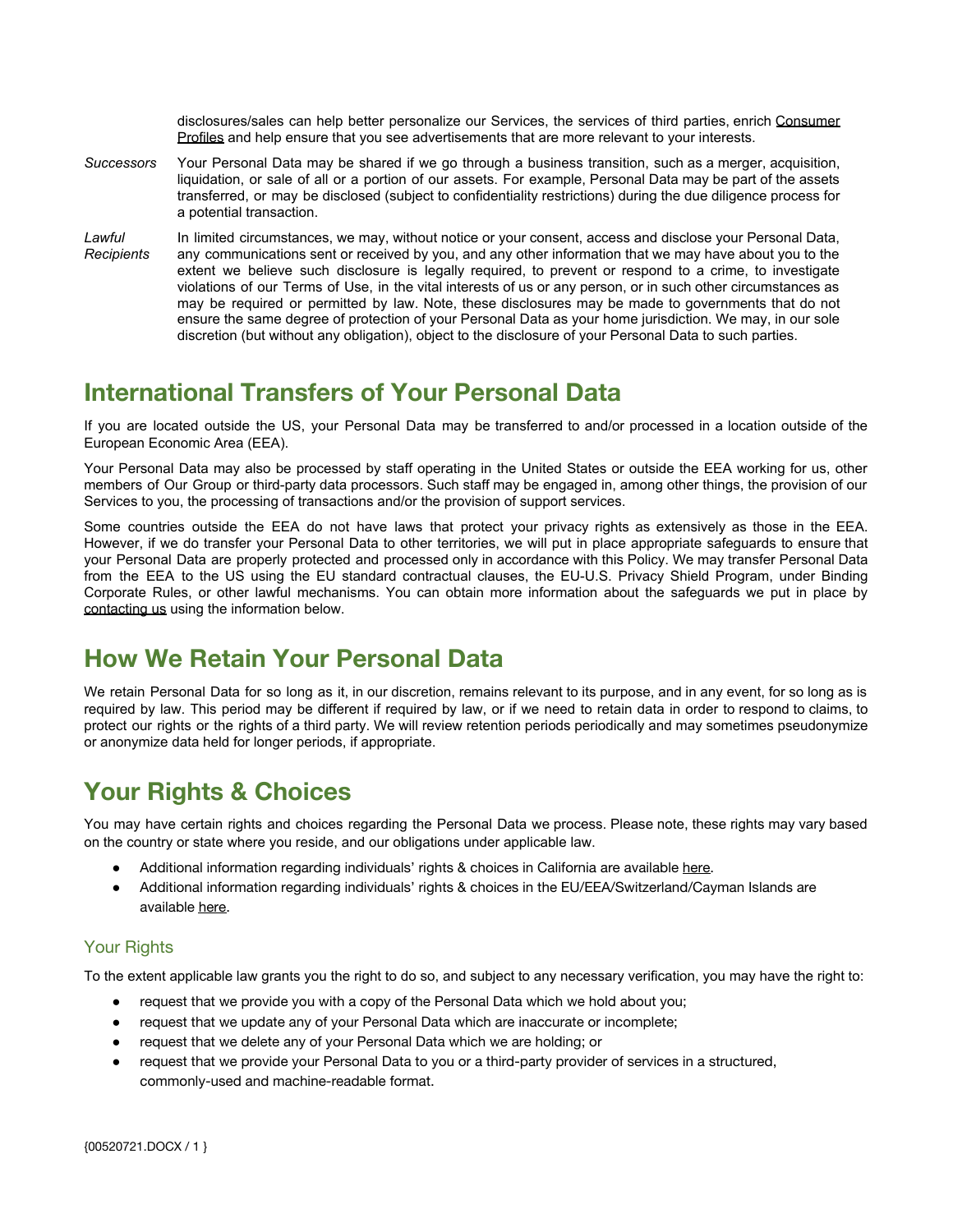disclosures/sales can help better personalize our Services, the services of third parties, enrich Consumer Profiles and help ensure that you see advertisements that are more relevant to your interests.

*Successors* Your Personal Data may be shared if we go through a business transition, such as a merger, acquisition, liquidation, or sale of all or a portion of our assets. For example, Personal Data may be part of the assets transferred, or may be disclosed (subject to confidentiality restrictions) during the due diligence process for a potential transaction.

*Lawful Recipients* In limited circumstances, we may, without notice or your consent, access and disclose your Personal Data, any communications sent or received by you, and any other information that we may have about you to the extent we believe such disclosure is legally required, to prevent or respond to a crime, to investigate violations of our Terms of Use, in the vital interests of us or any person, or in such other circumstances as may be required or permitted by law. Note, these disclosures may be made to governments that do not ensure the same degree of protection of your Personal Data as your home jurisdiction. We may, in our sole discretion (but without any obligation), object to the disclosure of your Personal Data to such parties.

# International Transfers of Your Personal Data

If you are located outside the US, your Personal Data may be transferred to and/or processed in a location outside of the European Economic Area (EEA).

Your Personal Data may also be processed by staff operating in the United States or outside the EEA working for us, other members of Our Group or third-party data processors. Such staff may be engaged in, among other things, the provision of our Services to you, the processing of transactions and/or the provision of support services.

Some countries outside the EEA do not have laws that protect your privacy rights as extensively as those in the EEA. However, if we do transfer your Personal Data to other territories, we will put in place appropriate safeguards to ensure that your Personal Data are properly protected and processed only in accordance with this Policy. We may transfer Personal Data from the EEA to the US using the EU standard contractual clauses, the EU-U.S. Privacy Shield Program, under Binding Corporate Rules, or other lawful mechanisms. You can obtain more information about the safeguards we put in place by contacting us using the information below.

# How We Retain Your Personal Data

We retain Personal Data for so long as it, in our discretion, remains relevant to its purpose, and in any event, for so long as is required by law. This period may be different if required by law, or if we need to retain data in order to respond to claims, to protect our rights or the rights of a third party. We will review retention periods periodically and may sometimes pseudonymize or anonymize data held for longer periods, if appropriate.

# Your Rights & Choices

You may have certain rights and choices regarding the Personal Data we process. Please note, these rights may vary based on the country or state where you reside, and our obligations under applicable law.

- Additional information regarding individuals' rights & choices in California are available here.
- Additional information regarding individuals' rights & choices in the EU/EEA/Switzerland/Cayman Islands are available here.

## Your Rights

To the extent applicable law grants you the right to do so, and subject to any necessary verification, you may have the right to:

- request that we provide you with a copy of the Personal Data which we hold about you;
- request that we update any of your Personal Data which are inaccurate or incomplete;
- request that we delete any of your Personal Data which we are holding; or
- request that we provide your Personal Data to you or a third-party provider of services in a structured, commonly-used and machine-readable format.

{00520721.DOCX / 1 }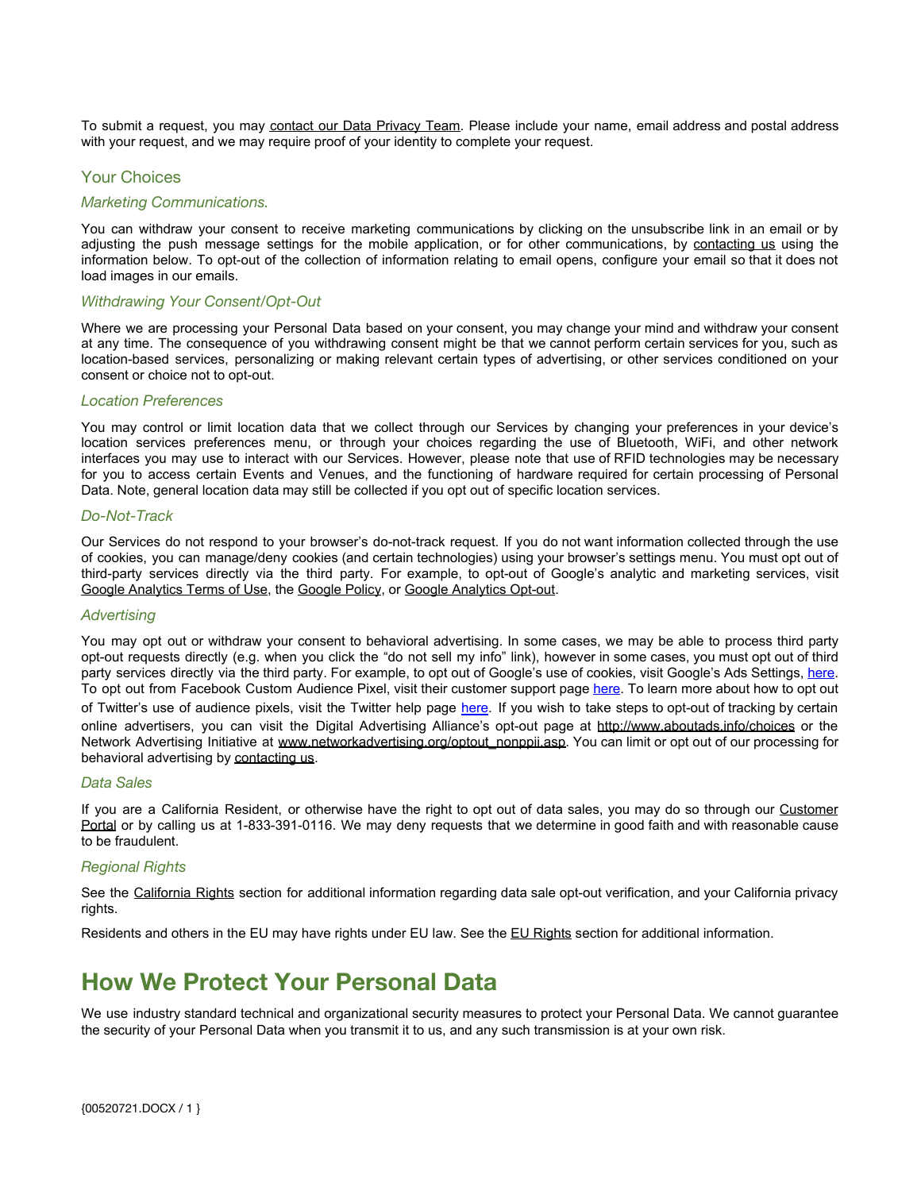To submit a request, you may contact our Data Privacy Team. Please include your name, email address and postal address with your request, and we may require proof of your identity to complete your request.

## Your Choices

### *Marketing Communications.*

You can withdraw your consent to receive marketing communications by clicking on the unsubscribe link in an email or by adjusting the push message settings for the mobile application, or for other communications, by contacting us using the information below. To opt-out of the collection of information relating to email opens, configure your email so that it does not load images in our emails.

### *Withdrawing Your Consent/Opt-Out*

Where we are processing your Personal Data based on your consent, you may change your mind and withdraw your consent at any time. The consequence of you withdrawing consent might be that we cannot perform certain services for you, such as location-based services, personalizing or making relevant certain types of advertising, or other services conditioned on your consent or choice not to opt-out.

### *Location Preferences*

You may control or limit location data that we collect through our Services by changing your preferences in your device's location services preferences menu, or through your choices regarding the use of Bluetooth, WiFi, and other network interfaces you may use to interact with our Services. However, please note that use of RFID technologies may be necessary for you to access certain Events and Venues, and the functioning of hardware required for certain processing of Personal Data. Note, general location data may still be collected if you opt out of specific location services.

### *Do-Not-Track*

Our Services do not respond to your browser's do-not-track request. If you do not want information collected through the use of cookies, you can manage/deny cookies (and certain technologies) using your browser's settings menu. You must opt out of third-party services directly via the third party. For example, to opt-out of Google's analytic and marketing services, visit Google Analytics Terms of Use, the Google Policy, or Google Analytics Opt-out.

### *Advertising*

You may opt out or withdraw your consent to behavioral advertising. In some cases, we may be able to process third party opt-out requests directly (e.g. when you click the "do not sell my info" link), however in some cases, you must opt out of third party services directly via the third party. For example, to opt out of Google's use of cookies, visit Google's Ads Settings, here. To opt out from Facebook Custom Audience Pixel, visit their customer support page here. To learn more about how to opt out of Twitter's use of audience pixels, visit the Twitter help page here. If you wish to take steps to opt-out of tracking by certain online advertisers, you can visit the Digital Advertising Alliance's opt-out page at http://www.aboutads.info/choices or the Network Advertising Initiative at www.networkadvertising.org/optout_nonppii.asp. You can limit or opt out of our processing for behavioral advertising by contacting us.

### *Data Sales*

If you are a California Resident, or otherwise have the right to opt out of data sales, you may do so through our Customer Portal or by calling us at 1-833-391-0116. We may deny requests that we determine in good faith and with reasonable cause to be fraudulent.

### *Regional Rights*

See the California Rights section for additional information regarding data sale opt-out verification, and your California privacy rights.

Residents and others in the EU may have rights under EU law. See the EU Rights section for additional information.

# How We Protect Your Personal Data

We use industry standard technical and organizational security measures to protect your Personal Data. We cannot guarantee the security of your Personal Data when you transmit it to us, and any such transmission is at your own risk.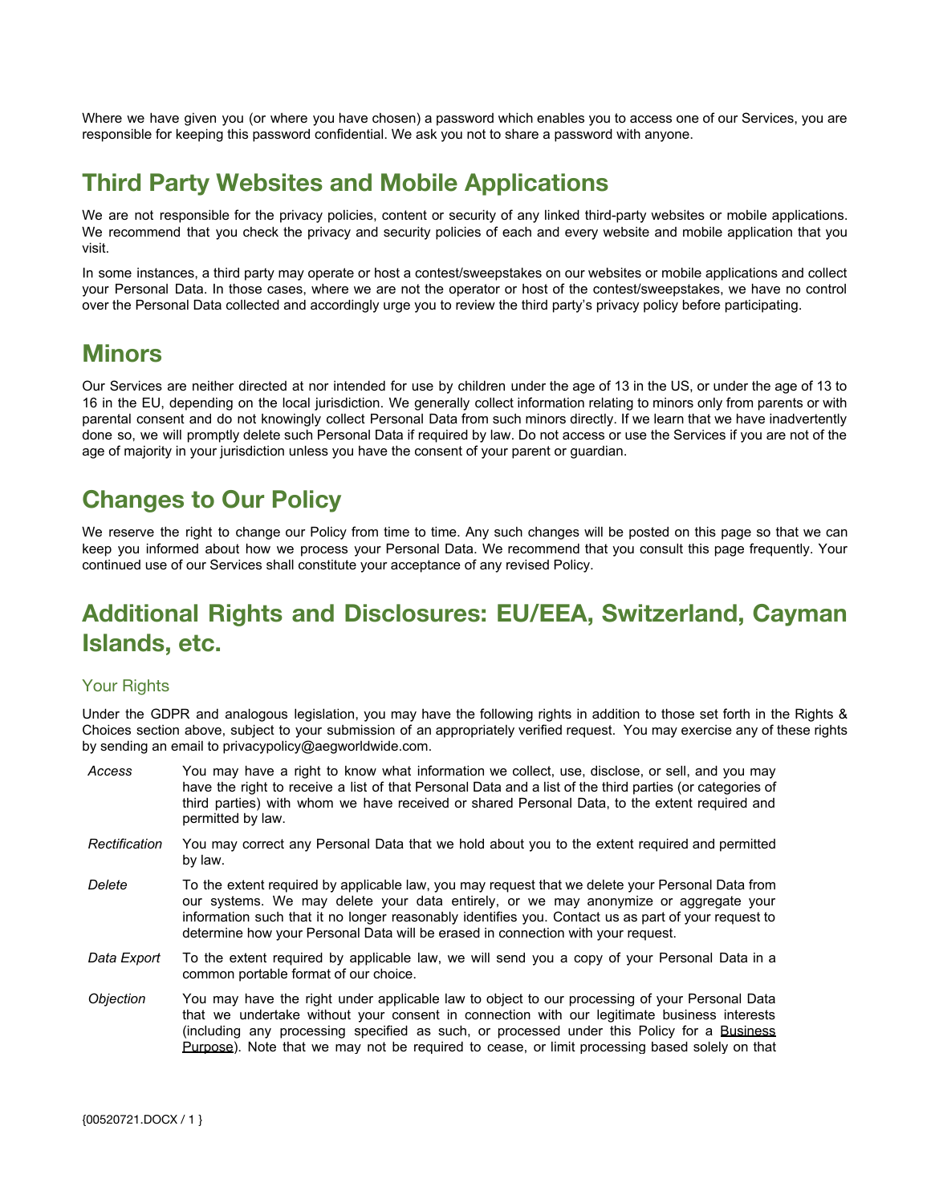Where we have given you (or where you have chosen) a password which enables you to access one of our Services, you are responsible for keeping this password confidential. We ask you not to share a password with anyone.

## Third Party Websites and Mobile Applications

We are not responsible for the privacy policies, content or security of any linked third-party websites or mobile applications. We recommend that you check the privacy and security policies of each and every website and mobile application that you visit.

In some instances, a third party may operate or host a contest/sweepstakes on our websites or mobile applications and collect your Personal Data. In those cases, where we are not the operator or host of the contest/sweepstakes, we have no control over the Personal Data collected and accordingly urge you to review the third party's privacy policy before participating.

## Minors

Our Services are neither directed at nor intended for use by children under the age of 13 in the US, or under the age of 13 to 16 in the EU, depending on the local jurisdiction. We generally collect information relating to minors only from parents or with parental consent and do not knowingly collect Personal Data from such minors directly. If we learn that we have inadvertently done so, we will promptly delete such Personal Data if required by law. Do not access or use the Services if you are not of the age of majority in your jurisdiction unless you have the consent of your parent or guardian.

## Changes to Our Policy

We reserve the right to change our Policy from time to time. Any such changes will be posted on this page so that we can keep you informed about how we process your Personal Data. We recommend that you consult this page frequently. Your continued use of our Services shall constitute your acceptance of any revised Policy.

## Additional Rights and Disclosures: EU/EEA, Switzerland, Cayman Islands, etc.

### Your Rights

Under the GDPR and analogous legislation, you may have the following rights in addition to those set forth in the Rights & Choices section above, subject to your submission of an appropriately verified request. You may exercise any of these rights by sending an email to privacypolicy@aegworldwide.com.

*Access* — You may have a right to know what information we collect, use, disclose, or sell, and you may have the right to receive a list of that Personal Data and a list of the third parties (or categories of third parties) with whom we have received or shared Personal Data, to the extent required and permitted by law.

*Rectification* — You may correct any Personal Data that we hold about you to the extent required and permitted by law.

*Delete* — To the extent required by applicable law, you may request that we delete your Personal Data from our systems. We may delete your data entirely, or we may anonymize or aggregate your information such that it no longer reasonably identifies you. Contact us as part of your request to determine how your Personal Data will be erased in connection with your request.

*Data Export* — To the extent required by applicable law, we will send you a copy of your Personal Data in a common portable format of our choice.

*Objection* — You may have the right under applicable law to object to our processing of your Personal Data that we undertake without your consent in connection with our legitimate business interests (including any processing specified as such, or processed under this Policy for a Business Purpose). Note that we may not be required to cease, or limit processing based solely on that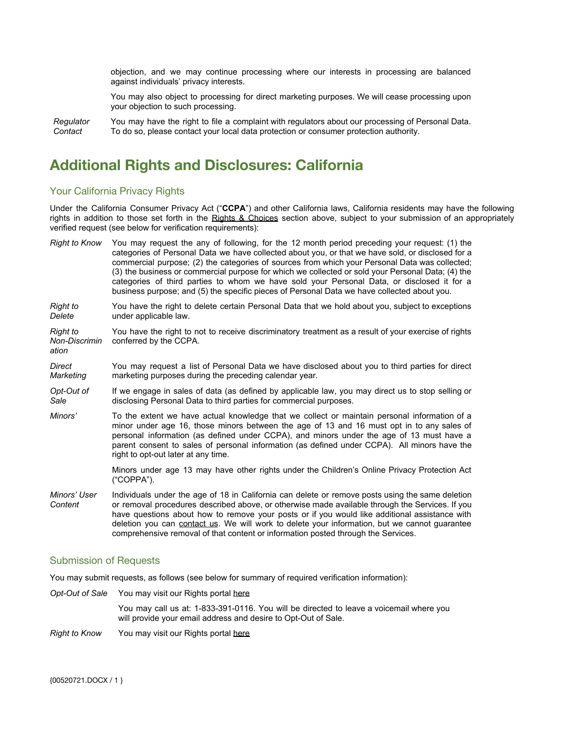objection, and we may continue processing where our interests in processing are balanced against individuals' privacy interests.

You may also object to processing for direct marketing purposes. We will cease processing upon your objection to such processing.

*Regulator Contact* — You may have the right to file a complaint with regulators about our processing of Personal Data. To do so, please contact your local data protection or consumer protection authority.

# Additional Rights and Disclosures: California

## Your California Privacy Rights

Under the California Consumer Privacy Act ("**CCPA**") and other California laws, California residents may have the following rights in addition to those set forth in the Rights & Choices section above, subject to your submission of an appropriately verified request (see below for verification requirements):

*Right to Know* — You may request the any of following, for the 12 month period preceding your request: (1) the categories of Personal Data we have collected about you, or that we have sold, or disclosed for a commercial purpose; (2) the categories of sources from which your Personal Data was collected; (3) the business or commercial purpose for which we collected or sold your Personal Data; (4) the categories of third parties to whom we have sold your Personal Data, or disclosed it for a business purpose; and (5) the specific pieces of Personal Data we have collected about you.

*Right to Delete* — You have the right to delete certain Personal Data that we hold about you, subject to exceptions under applicable law.

*Right to Non-Discrimination* — You have the right to not to receive discriminatory treatment as a result of your exercise of rights conferred by the CCPA.

*Direct Marketing* — You may request a list of Personal Data we have disclosed about you to third parties for direct marketing purposes during the preceding calendar year.

*Opt-Out of Sale* — If we engage in sales of data (as defined by applicable law, you may direct us to stop selling or disclosing Personal Data to third parties for commercial purposes.

*Minors'* — To the extent we have actual knowledge that we collect or maintain personal information of a minor under age 16, those minors between the age of 13 and 16 must opt in to any sales of personal information (as defined under CCPA), and minors under the age of 13 must have a parent consent to sales of personal information (as defined under CCPA). All minors have the right to opt-out later at any time.

Minors under age 13 may have other rights under the Children's Online Privacy Protection Act ("COPPA").

*Minors' User Content* — Individuals under the age of 18 in California can delete or remove posts using the same deletion or removal procedures described above, or otherwise made available through the Services. If you have questions about how to remove your posts or if you would like additional assistance with deletion you can contact us. We will work to delete your information, but we cannot guarantee comprehensive removal of that content or information posted through the Services.

## Submission of Requests

You may submit requests, as follows (see below for summary of required verification information):

*Opt-Out of Sale* — You may visit our Rights portal here

You may call us at: 1-833-391-0116. You will be directed to leave a voicemail where you will provide your email address and desire to Opt-Out of Sale.

*Right to Know* — You may visit our Rights portal here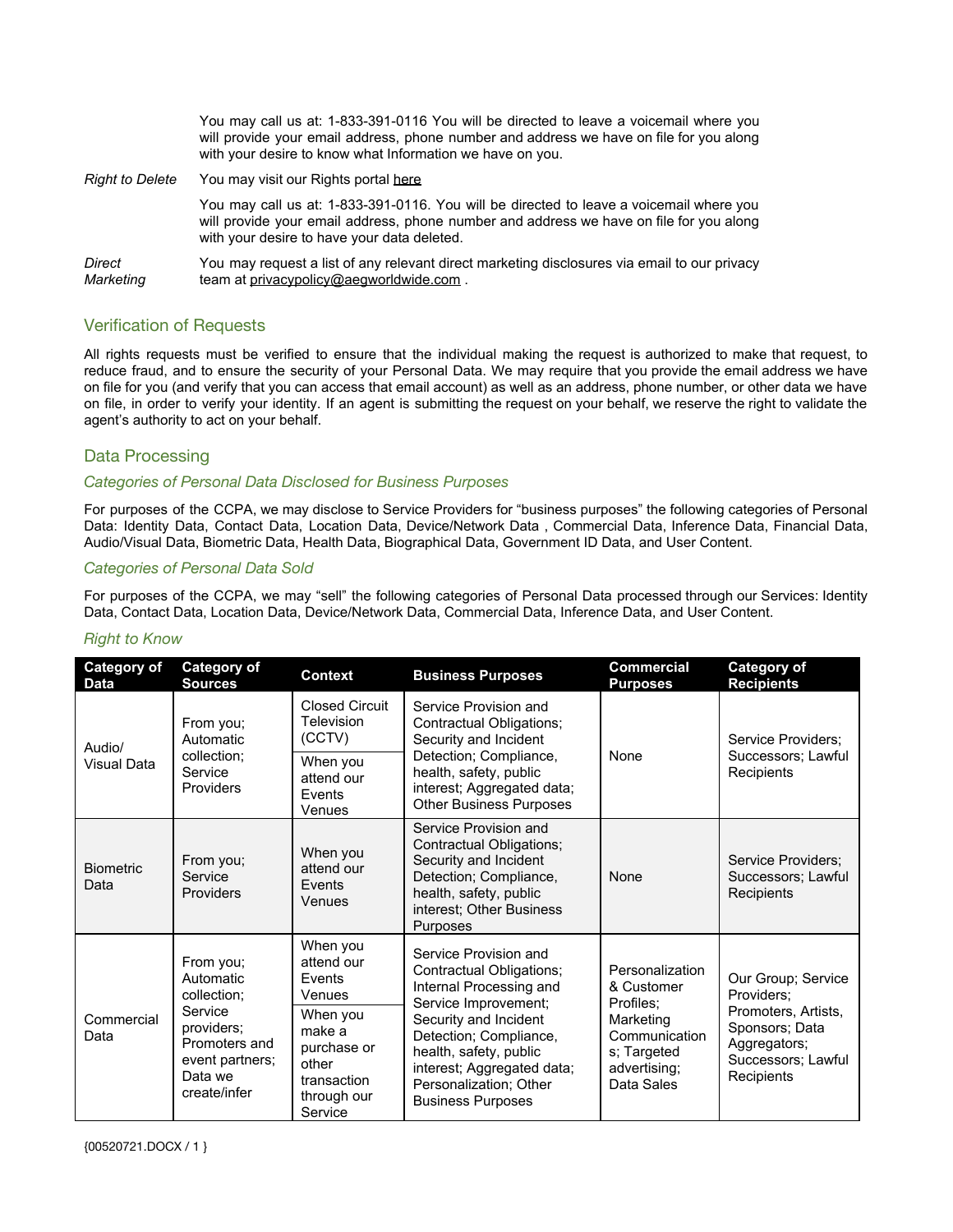You may call us at: 1-833-391-0116 You will be directed to leave a voicemail where you will provide your email address, phone number and address we have on file for you along with your desire to know what Information we have on you.

*Right to Delete* You may visit our Rights portal here

You may call us at: 1-833-391-0116. You will be directed to leave a voicemail where you will provide your email address, phone number and address we have on file for you along with your desire to have your data deleted.

*Direct Marketing* You may request a list of any relevant direct marketing disclosures via email to our privacy team at privacypolicy@aegworldwide.com .

## Verification of Requests

All rights requests must be verified to ensure that the individual making the request is authorized to make that request, to reduce fraud, and to ensure the security of your Personal Data. We may require that you provide the email address we have on file for you (and verify that you can access that email account) as well as an address, phone number, or other data we have on file, in order to verify your identity. If an agent is submitting the request on your behalf, we reserve the right to validate the agent's authority to act on your behalf.

## Data Processing

### *Categories of Personal Data Disclosed for Business Purposes*

For purposes of the CCPA, we may disclose to Service Providers for "business purposes" the following categories of Personal Data: Identity Data, Contact Data, Location Data, Device/Network Data , Commercial Data, Inference Data, Financial Data, Audio/Visual Data, Biometric Data, Health Data, Biographical Data, Government ID Data, and User Content.

### *Categories of Personal Data Sold*

For purposes of the CCPA, we may "sell" the following categories of Personal Data processed through our Services: Identity Data, Contact Data, Location Data, Device/Network Data, Commercial Data, Inference Data, and User Content.

### *Right to Know*

| Category of Data | Category of Sources | Context | Business Purposes | Commercial Purposes | Category of Recipients |
|---|---|---|---|---|---|
| Audio/ Visual Data | From you; Automatic collection; Service Providers | Closed Circuit Television (CCTV); When you attend our Events Venues | Service Provision and Contractual Obligations; Security and Incident Detection; Compliance, health, safety, public interest; Aggregated data; Other Business Purposes | None | Service Providers; Successors; Lawful Recipients |
| Biometric Data | From you; Service Providers | When you attend our Events Venues | Service Provision and Contractual Obligations; Security and Incident Detection; Compliance, health, safety, public interest; Other Business Purposes | None | Service Providers; Successors; Lawful Recipients |
| Commercial Data | From you; Automatic collection; Service providers; Promoters and event partners; Data we create/infer | When you attend our Events Venues; When you make a purchase or other transaction through our Service | Service Provision and Contractual Obligations; Internal Processing and Service Improvement; Security and Incident Detection; Compliance, health, safety, public interest; Aggregated data; Personalization; Other Business Purposes | Personalization & Customer Profiles; Marketing Communications; Targeted advertising; Data Sales | Our Group; Service Providers; Promoters, Artists, Sponsors; Data Aggregators; Successors; Lawful Recipients |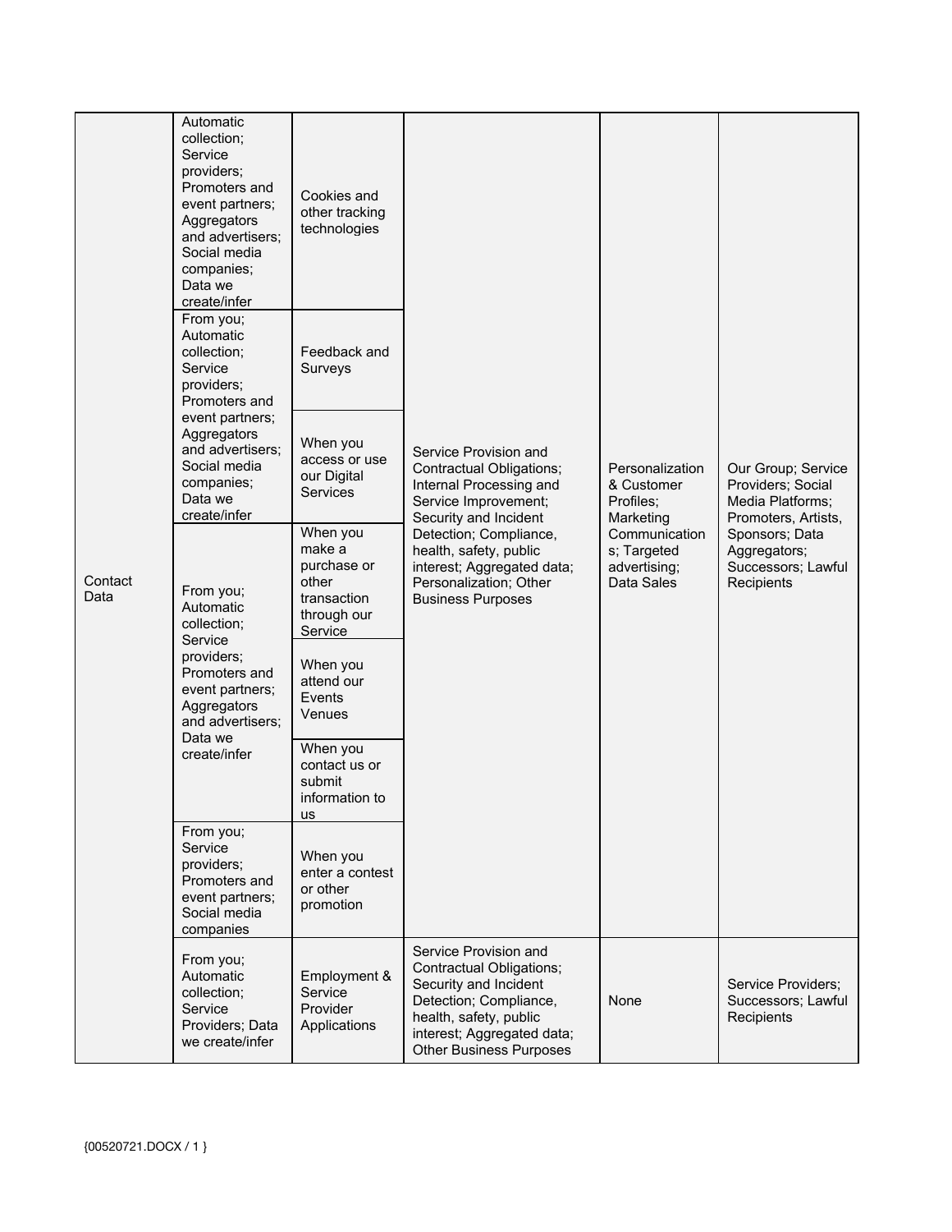| | | | | | |
|---|---|---|---|---|---|
| Contact Data | Automatic collection; Service providers; Promoters and event partners; Aggregators and advertisers; Social media companies; Data we create/infer | Cookies and other tracking technologies | Service Provision and Contractual Obligations; Internal Processing and Service Improvement; Security and Incident Detection; Compliance, health, safety, public interest; Aggregated data; Personalization; Other Business Purposes | Personalization & Customer Profiles; Marketing Communications; Targeted advertising; Data Sales | Our Group; Service Providers; Social Media Platforms; Promoters, Artists, Sponsors; Data Aggregators; Successors; Lawful Recipients |
| | From you; Automatic collection; Service providers; Promoters and event partners; Aggregators and advertisers; Social media companies; Data we create/infer | Feedback and Surveys | | | |
| | | When you access or use our Digital Services | | | |
| | From you; Automatic collection; Service providers; Promoters and event partners; Aggregators and advertisers; Data we create/infer | When you make a purchase or other transaction through our Service | | | |
| | | When you attend our Events Venues | | | |
| | | When you contact us or submit information to us | | | |
| | From you; Service providers; Promoters and event partners; Social media companies | When you enter a contest or other promotion | | | |
| | From you; Automatic collection; Service Providers; Data we create/infer | Employment & Service Provider Applications | Service Provision and Contractual Obligations; Security and Incident Detection; Compliance, health, safety, public interest; Aggregated data; Other Business Purposes | None | Service Providers; Successors; Lawful Recipients |

{00520721.DOCX / 1 }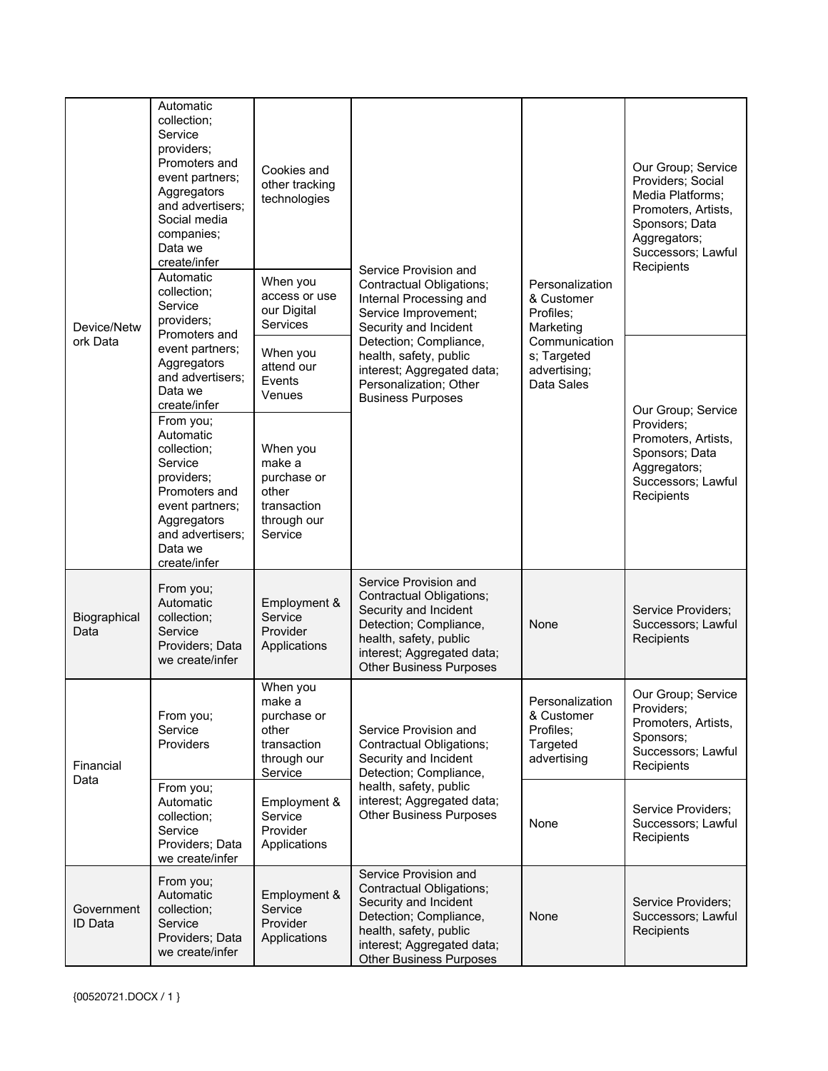| Device/Network Data | Automatic collection; Service providers; Promoters and event partners; Aggregators and advertisers; Social media companies; Data we create/infer | Cookies and other tracking technologies | Service Provision and Contractual Obligations; Internal Processing and Service Improvement; Security and Incident Detection; Compliance, health, safety, public interest; Aggregated data; Personalization; Other Business Purposes | Personalization & Customer Profiles; Marketing Communications; Targeted advertising; Data Sales | Our Group; Service Providers; Social Media Platforms; Promoters, Artists, Sponsors; Data Aggregators; Successors; Lawful Recipients |
|---|---|---|---|---|---|
| | Automatic collection; Service providers; Promoters and event partners; Aggregators and advertisers; Data we create/infer | When you access or use our Digital Services | | | |
| | | When you attend our Events Venues | | | Our Group; Service Providers; Promoters, Artists, Sponsors; Data Aggregators; Successors; Lawful Recipients |
| | From you; Automatic collection; Service providers; Promoters and event partners; Aggregators and advertisers; Data we create/infer | When you make a purchase or other transaction through our Service | | | |
| Biographical Data | From you; Automatic collection; Service Providers; Data we create/infer | Employment & Service Provider Applications | Service Provision and Contractual Obligations; Security and Incident Detection; Compliance, health, safety, public interest; Aggregated data; Other Business Purposes | None | Service Providers; Successors; Lawful Recipients |
| Financial Data | From you; Service Providers | When you make a purchase or other transaction through our Service | Service Provision and Contractual Obligations; Security and Incident Detection; Compliance, health, safety, public interest; Aggregated data; Other Business Purposes | Personalization & Customer Profiles; Targeted advertising | Our Group; Service Providers; Promoters, Artists, Sponsors; Successors; Lawful Recipients |
| | From you; Automatic collection; Service Providers; Data we create/infer | Employment & Service Provider Applications | | None | Service Providers; Successors; Lawful Recipients |
| Government ID Data | From you; Automatic collection; Service Providers; Data we create/infer | Employment & Service Provider Applications | Service Provision and Contractual Obligations; Security and Incident Detection; Compliance, health, safety, public interest; Aggregated data; Other Business Purposes | None | Service Providers; Successors; Lawful Recipients |

{00520721.DOCX / 1 }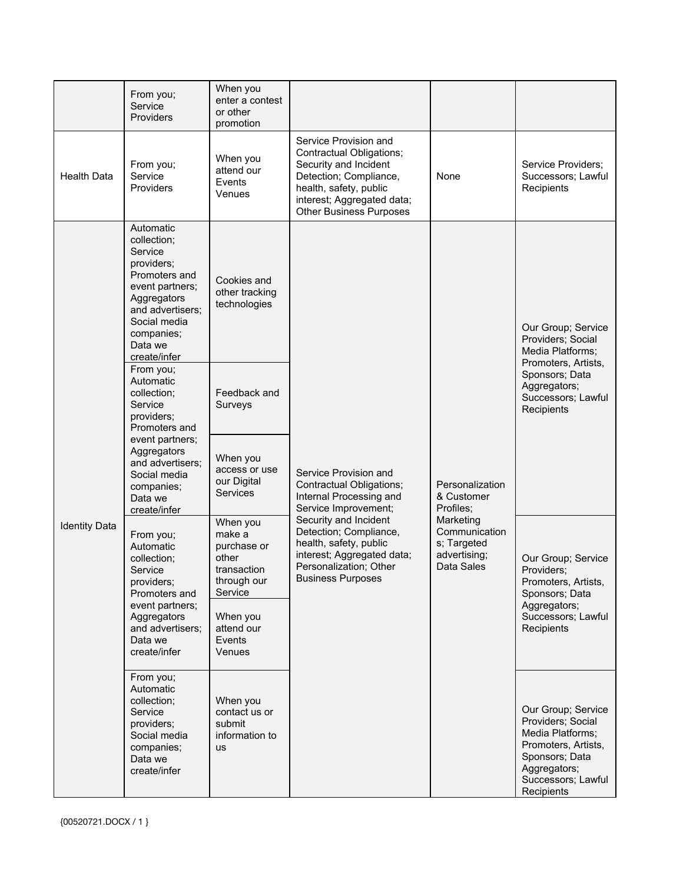| | | | | | |
|---|---|---|---|---|---|
| | From you; Service Providers | When you enter a contest or other promotion | | | |
| Health Data | From you; Service Providers | When you attend our Events Venues | Service Provision and Contractual Obligations; Security and Incident Detection; Compliance, health, safety, public interest; Aggregated data; Other Business Purposes | None | Service Providers; Successors; Lawful Recipients |
| Identity Data | Automatic collection; Service providers; Promoters and event partners; Aggregators and advertisers; Social media companies; Data we create/infer | Cookies and other tracking technologies | Service Provision and Contractual Obligations; Internal Processing and Service Improvement; Security and Incident Detection; Compliance, health, safety, public interest; Aggregated data; Personalization; Other Business Purposes | Personalization & Customer Profiles; Marketing Communications; Targeted advertising; Data Sales | Our Group; Service Providers; Social Media Platforms; Promoters, Artists, Sponsors; Data Aggregators; Successors; Lawful Recipients |
| | From you; Automatic collection; Service providers; Promoters and event partners; Aggregators and advertisers; Social media companies; Data we create/infer | Feedback and Surveys | | | |
| | | When you access or use our Digital Services | | | |
| | From you; Automatic collection; Service providers; Promoters and event partners; Aggregators and advertisers; Data we create/infer | When you make a purchase or other transaction through our Service | | | Our Group; Service Providers; Promoters, Artists, Sponsors; Data Aggregators; Successors; Lawful Recipients |
| | | When you attend our Events Venues | | | |
| | From you; Automatic collection; Service providers; Social media companies; Data we create/infer | When you contact us or submit information to us | | | Our Group; Service Providers; Social Media Platforms; Promoters, Artists, Sponsors; Data Aggregators; Successors; Lawful Recipients |

{00520721.DOCX / 1 }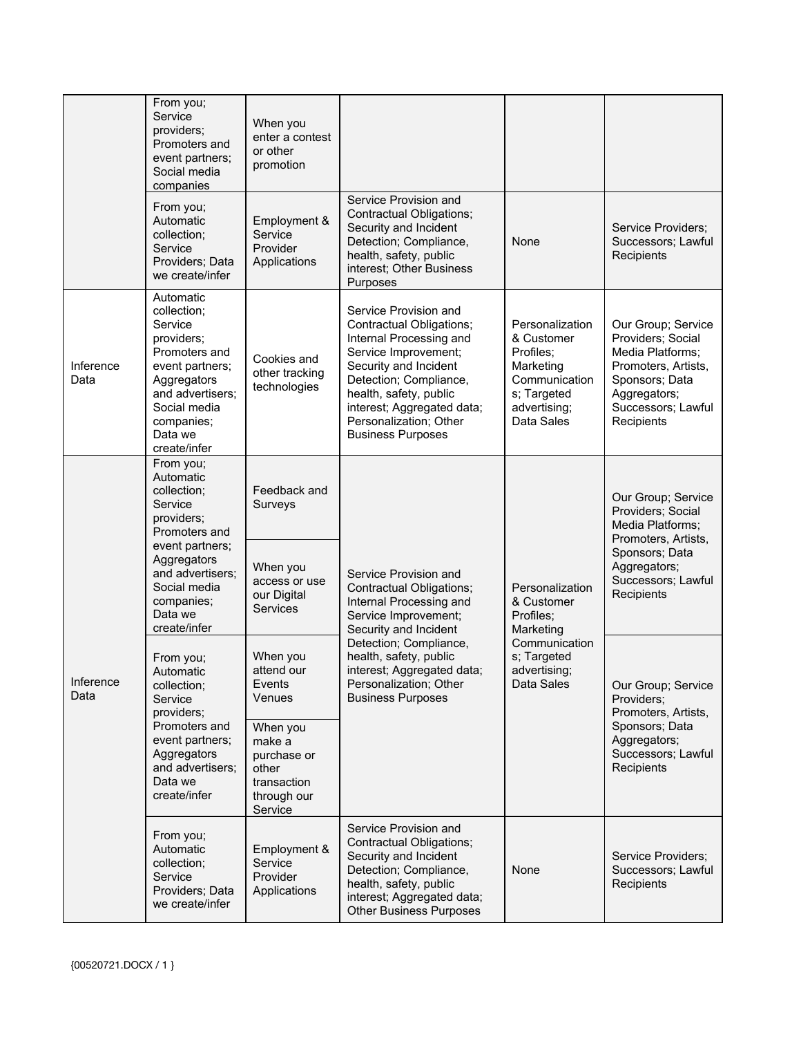| | | | | | |
|---|---|---|---|---|---|
| | From you; Service providers; Promoters and event partners; Social media companies | When you enter a contest or other promotion | | | |
| | From you; Automatic collection; Service Providers; Data we create/infer | Employment & Service Provider Applications | Service Provision and Contractual Obligations; Security and Incident Detection; Compliance, health, safety, public interest; Other Business Purposes | None | Service Providers; Successors; Lawful Recipients |
| Inference Data | Automatic collection; Service providers; Promoters and event partners; Aggregators and advertisers; Social media companies; Data we create/infer | Cookies and other tracking technologies | Service Provision and Contractual Obligations; Internal Processing and Service Improvement; Security and Incident Detection; Compliance, health, safety, public interest; Aggregated data; Personalization; Other Business Purposes | Personalization & Customer Profiles; Marketing Communications; Targeted advertising; Data Sales | Our Group; Service Providers; Social Media Platforms; Promoters, Artists, Sponsors; Data Aggregators; Successors; Lawful Recipients |
| Inference Data | From you; Automatic collection; Service providers; Promoters and event partners; Aggregators and advertisers; Social media companies; Data we create/infer | Feedback and Surveys | Service Provision and Contractual Obligations; Internal Processing and Service Improvement; Security and Incident Detection; Compliance, health, safety, public interest; Aggregated data; Personalization; Other Business Purposes | Personalization & Customer Profiles; Marketing Communications; Targeted advertising; Data Sales | Our Group; Service Providers; Social Media Platforms; Promoters, Artists, Sponsors; Data Aggregators; Successors; Lawful Recipients |
| | | When you access or use our Digital Services | | | |
| | From you; Automatic collection; Service providers; Promoters and event partners; Aggregators and advertisers; Data we create/infer | When you attend our Events Venues | | | Our Group; Service Providers; Promoters, Artists, Sponsors; Data Aggregators; Successors; Lawful Recipients |
| | | When you make a purchase or other transaction through our Service | | | |
| | From you; Automatic collection; Service Providers; Data we create/infer | Employment & Service Provider Applications | Service Provision and Contractual Obligations; Security and Incident Detection; Compliance, health, safety, public interest; Aggregated data; Other Business Purposes | None | Service Providers; Successors; Lawful Recipients |

{00520721.DOCX / 1 }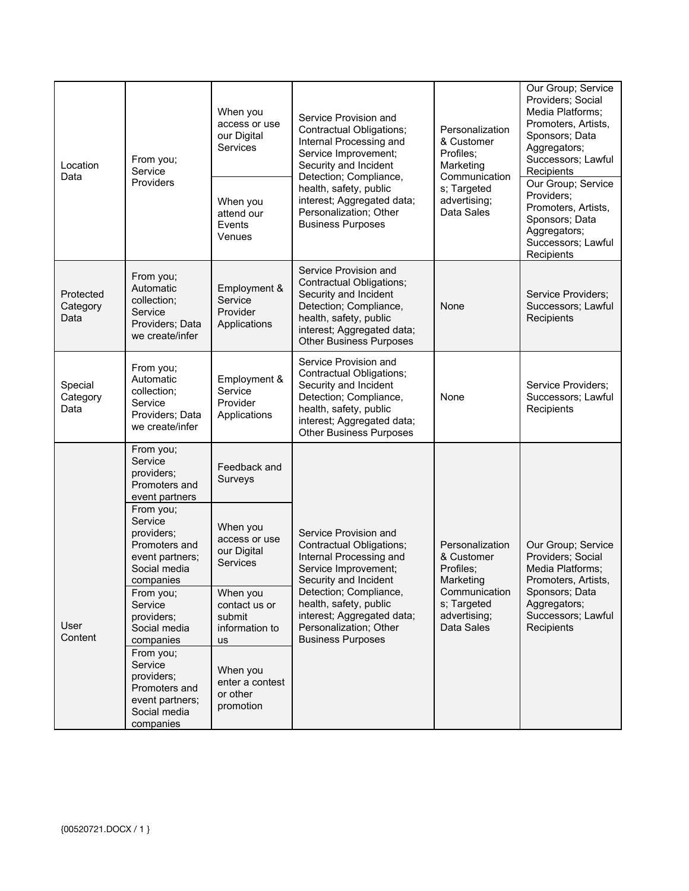| | | | | | |
|---|---|---|---|---|---|
| Location Data | From you; Service Providers | When you access or use our Digital Services | Service Provision and Contractual Obligations; Internal Processing and Service Improvement; Security and Incident Detection; Compliance, health, safety, public interest; Aggregated data; Personalization; Other Business Purposes | Personalization & Customer Profiles; Marketing Communications; Targeted advertising; Data Sales | Our Group; Service Providers; Social Media Platforms; Promoters, Artists, Sponsors; Data Aggregators; Successors; Lawful Recipients |
| | | When you attend our Events Venues | | | Our Group; Service Providers; Promoters, Artists, Sponsors; Data Aggregators; Successors; Lawful Recipients |
| Protected Category Data | From you; Automatic collection; Service Providers; Data we create/infer | Employment & Service Provider Applications | Service Provision and Contractual Obligations; Security and Incident Detection; Compliance, health, safety, public interest; Aggregated data; Other Business Purposes | None | Service Providers; Successors; Lawful Recipients |
| Special Category Data | From you; Automatic collection; Service Providers; Data we create/infer | Employment & Service Provider Applications | Service Provision and Contractual Obligations; Security and Incident Detection; Compliance, health, safety, public interest; Aggregated data; Other Business Purposes | None | Service Providers; Successors; Lawful Recipients |
| User Content | From you; Service providers; Promoters and event partners | Feedback and Surveys | Service Provision and Contractual Obligations; Internal Processing and Service Improvement; Security and Incident Detection; Compliance, health, safety, public interest; Aggregated data; Personalization; Other Business Purposes | Personalization & Customer Profiles; Marketing Communications; Targeted advertising; Data Sales | Our Group; Service Providers; Social Media Platforms; Promoters, Artists, Sponsors; Data Aggregators; Successors; Lawful Recipients |
| | From you; Service providers; Promoters and event partners; Social media companies | When you access or use our Digital Services | | | |
| | From you; Service providers; Social media companies | When you contact us or submit information to us | | | |
| | From you; Service providers; Promoters and event partners; Social media companies | When you enter a contest or other promotion | | | |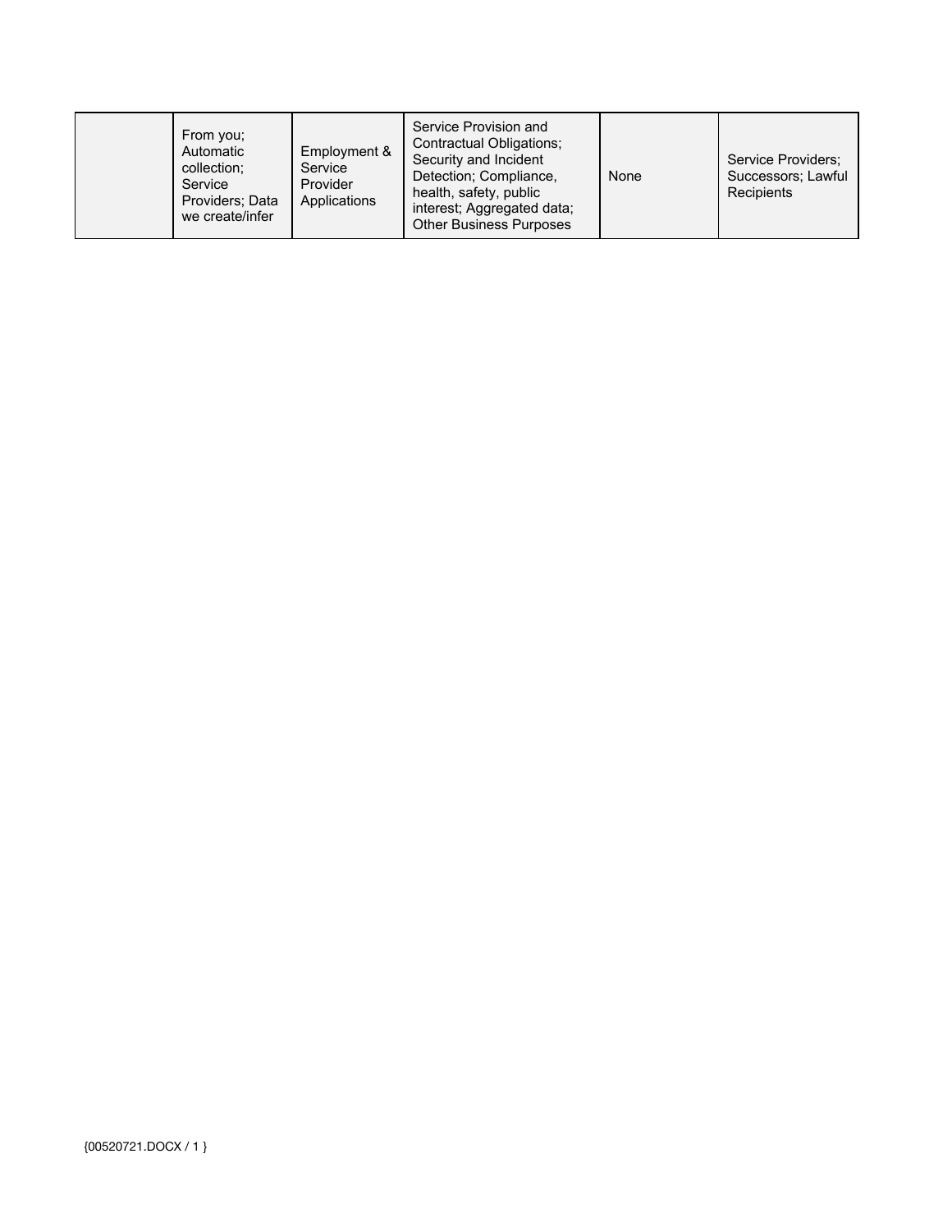| | | | | | |
|---|---|---|---|---|---|
| | From you; Automatic collection; Service Providers; Data we create/infer | Employment & Service Provider Applications | Service Provision and Contractual Obligations; Security and Incident Detection; Compliance, health, safety, public interest; Aggregated data; Other Business Purposes | None | Service Providers; Successors; Lawful Recipients |

{00520721.DOCX / 1 }